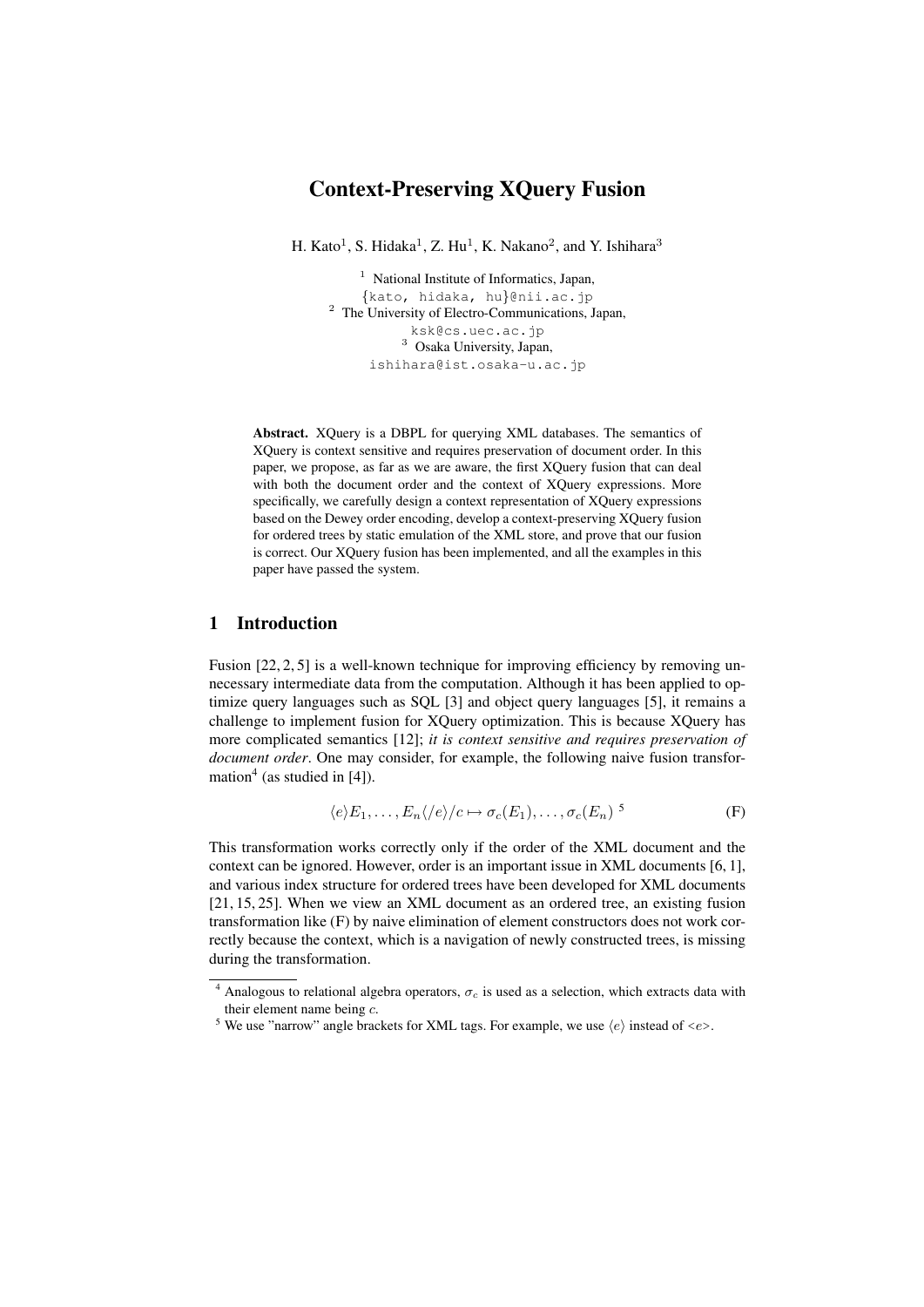# Context-Preserving XQuery Fusion

H. Kato[1], S. Hidaka[1], Z. Hu[1], K. Nakano[2], and Y. Ishihara[3]

[1] National Institute of Informatics, Japan,  
{kato, hidaka, hu}@nii.ac.jp  
[2] The University of Electro-Communications, Japan,  
ksk@cs.uec.ac.jp  
[3] Osaka University, Japan,  
ishihara@ist.osaka-u.ac.jp

**Abstract.** XQuery is a DBPL for querying XML databases. The semantics of XQuery is context sensitive and requires preservation of document order. In this paper, we propose, as far as we are aware, the first XQuery fusion that can deal with both the document order and the context of XQuery expressions. More specifically, we carefully design a context representation of XQuery expressions based on the Dewey order encoding, develop a context-preserving XQuery fusion for ordered trees by static emulation of the XML store, and prove that our fusion is correct. Our XQuery fusion has been implemented, and all the examples in this paper have passed the system.

## 1 Introduction

Fusion [22, 2, 5] is a well-known technique for improving efficiency by removing unnecessary intermediate data from the computation. Although it has been applied to optimize query languages such as SQL [3] and object query languages [5], it remains a challenge to implement fusion for XQuery optimization. This is because XQuery has more complicated semantics [12]; *it is context sensitive and requires preservation of document order*. One may consider, for example, the following naive fusion transformation[4] (as studied in [4]).

$$\langle e \rangle E_1, \ldots, E_n \langle /e \rangle / c \mapsto \sigma_c(E_1), \ldots, \sigma_c(E_n) \ ^{5} \tag{F}$$

This transformation works correctly only if the order of the XML document and the context can be ignored. However, order is an important issue in XML documents [6, 1], and various index structure for ordered trees have been developed for XML documents [21, 15, 25]. When we view an XML document as an ordered tree, an existing fusion transformation like (F) by naive elimination of element constructors does not work correctly because the context, which is a navigation of newly constructed trees, is missing during the transformation.

---

[4] Analogous to relational algebra operators, $\sigma_c$ is used as a selection, which extracts data with their element name being $c$.

[5] We use "narrow" angle brackets for XML tags. For example, we use $\langle e \rangle$ instead of <e>.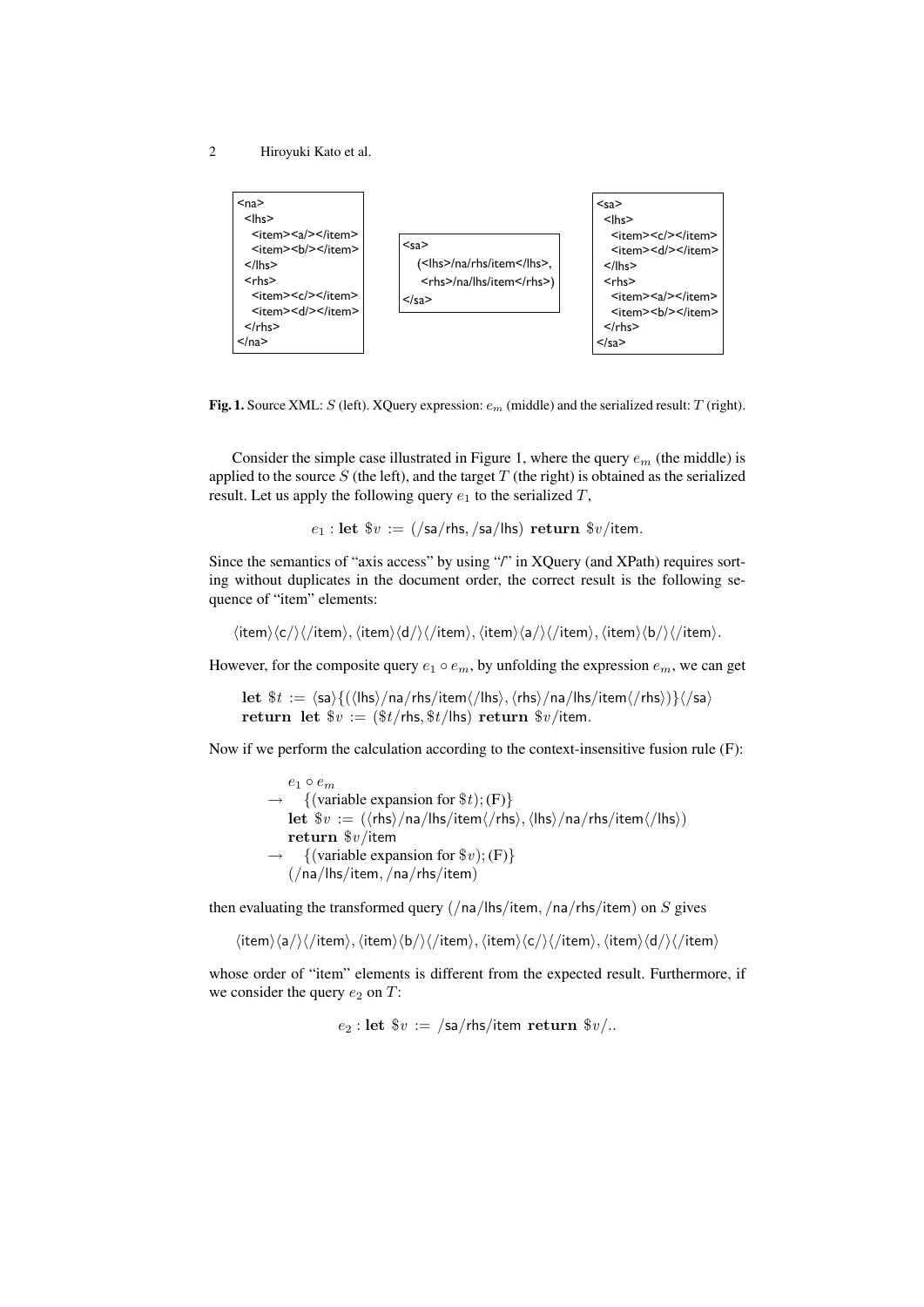```
<na>
  <lhs>
    <item><a/></item>
    <item><b/></item>
  </lhs>
  <rhs>
    <item><c/></item>
    <item><d/></item>
  </rhs>
</na>
```

```
<sa>
  (<lhs>/na/rhs/item</lhs>,
   <rhs>/na/lhs/item</rhs>)
</sa>
```

```
<sa>
  <lhs>
    <item><c/></item>
    <item><d/></item>
  </lhs>
  <rhs>
    <item><a/></item>
    <item><b/></item>
  </rhs>
</sa>
```

**Fig. 1.** Source XML: $S$ (left). XQuery expression: $e_m$ (middle) and the serialized result: $T$ (right).

Consider the simple case illustrated in Figure 1, where the query $e_m$ (the middle) is applied to the source $S$ (the left), and the target $T$ (the right) is obtained as the serialized result. Let us apply the following query $e_1$ to the serialized $T$,

$$e_1 : \textbf{let } \$v := (\textsf{/sa/rhs}, \textsf{/sa/lhs}) \textbf{ return } \$v\textsf{/item}.$$

Since the semantics of "axis access" by using "/" in XQuery (and XPath) requires sorting without duplicates in the document order, the correct result is the following sequence of "item" elements:

$$\langle\textsf{item}\rangle\langle\textsf{c}/\rangle\langle/\textsf{item}\rangle, \langle\textsf{item}\rangle\langle\textsf{d}/\rangle\langle/\textsf{item}\rangle, \langle\textsf{item}\rangle\langle\textsf{a}/\rangle\langle/\textsf{item}\rangle, \langle\textsf{item}\rangle\langle\textsf{b}/\rangle\langle/\textsf{item}\rangle.$$

However, for the composite query $e_1 \circ e_m$, by unfolding the expression $e_m$, we can get

$$\begin{array}{l}\textbf{let } \$t := \langle\textsf{sa}\rangle\{(\langle\textsf{lhs}\rangle\textsf{/na/rhs/item}\langle/\textsf{lhs}\rangle, \langle\textsf{rhs}\rangle\textsf{/na/lhs/item}\langle/\textsf{rhs}\rangle)\}\langle/\textsf{sa}\rangle\\ \textbf{return } \textbf{let } \$v := (\$t\textsf{/rhs}, \$t\textsf{/lhs}) \textbf{ return } \$v\textsf{/item}.\end{array}$$

Now if we perform the calculation according to the context-insensitive fusion rule (F):

$$\begin{array}{l} e_1 \circ e_m \\ \rightarrow \quad \{\text{(variable expansion for } \$t\text{); (F)}\} \\ \quad \textbf{let } \$v := (\langle\textsf{rhs}\rangle\textsf{/na/lhs/item}\langle/\textsf{rhs}\rangle, \langle\textsf{lhs}\rangle\textsf{/na/rhs/item}\langle/\textsf{lhs}\rangle) \\ \quad \textbf{return } \$v\textsf{/item} \\ \rightarrow \quad \{\text{(variable expansion for } \$v\text{); (F)}\} \\ \quad (\textsf{/na/lhs/item}, \textsf{/na/rhs/item}) \end{array}$$

then evaluating the transformed query $(\textsf{/na/lhs/item}, \textsf{/na/rhs/item})$ on $S$ gives

$$\langle\textsf{item}\rangle\langle\textsf{a}/\rangle\langle/\textsf{item}\rangle, \langle\textsf{item}\rangle\langle\textsf{b}/\rangle\langle/\textsf{item}\rangle, \langle\textsf{item}\rangle\langle\textsf{c}/\rangle\langle/\textsf{item}\rangle, \langle\textsf{item}\rangle\langle\textsf{d}/\rangle\langle/\textsf{item}\rangle$$

whose order of "item" elements is different from the expected result. Furthermore, if we consider the query $e_2$ on $T$:

$$e_2 : \textbf{let } \$v := \textsf{/sa/rhs/item} \textbf{ return } \$v/..$$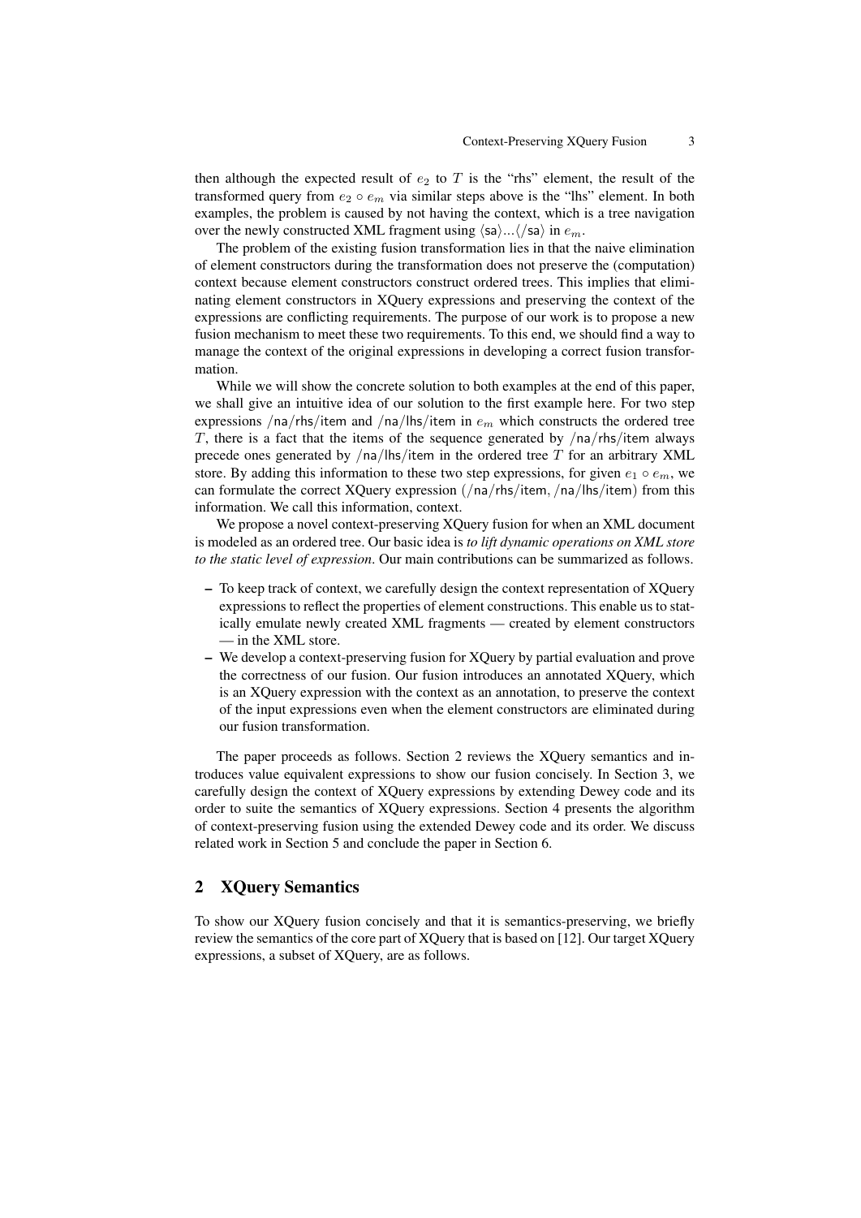then although the expected result of $e_2$ to $T$ is the "rhs" element, the result of the transformed query from $e_2 \circ e_m$ via similar steps above is the "lhs" element. In both examples, the problem is caused by not having the context, which is a tree navigation over the newly constructed XML fragment using ⟨sa⟩...⟨/sa⟩ in $e_m$.

The problem of the existing fusion transformation lies in that the naive elimination of element constructors during the transformation does not preserve the (computation) context because element constructors construct ordered trees. This implies that eliminating element constructors in XQuery expressions and preserving the context of the expressions are conflicting requirements. The purpose of our work is to propose a new fusion mechanism to meet these two requirements. To this end, we should find a way to manage the context of the original expressions in developing a correct fusion transformation.

While we will show the concrete solution to both examples at the end of this paper, we shall give an intuitive idea of our solution to the first example here. For two step expressions /na/rhs/item and /na/lhs/item in $e_m$ which constructs the ordered tree $T$, there is a fact that the items of the sequence generated by /na/rhs/item always precede ones generated by /na/lhs/item in the ordered tree $T$ for an arbitrary XML store. By adding this information to these two step expressions, for given $e_1 \circ e_m$, we can formulate the correct XQuery expression (/na/rhs/item, /na/lhs/item) from this information. We call this information, context.

We propose a novel context-preserving XQuery fusion for when an XML document is modeled as an ordered tree. Our basic idea is *to lift dynamic operations on XML store to the static level of expression*. Our main contributions can be summarized as follows.

- To keep track of context, we carefully design the context representation of XQuery expressions to reflect the properties of element constructions. This enable us to statically emulate newly created XML fragments — created by element constructors — in the XML store.
- We develop a context-preserving fusion for XQuery by partial evaluation and prove the correctness of our fusion. Our fusion introduces an annotated XQuery, which is an XQuery expression with the context as an annotation, to preserve the context of the input expressions even when the element constructors are eliminated during our fusion transformation.

The paper proceeds as follows. Section 2 reviews the XQuery semantics and introduces value equivalent expressions to show our fusion concisely. In Section 3, we carefully design the context of XQuery expressions by extending Dewey code and its order to suite the semantics of XQuery expressions. Section 4 presents the algorithm of context-preserving fusion using the extended Dewey code and its order. We discuss related work in Section 5 and conclude the paper in Section 6.

## 2 XQuery Semantics

To show our XQuery fusion concisely and that it is semantics-preserving, we briefly review the semantics of the core part of XQuery that is based on [12]. Our target XQuery expressions, a subset of XQuery, are as follows.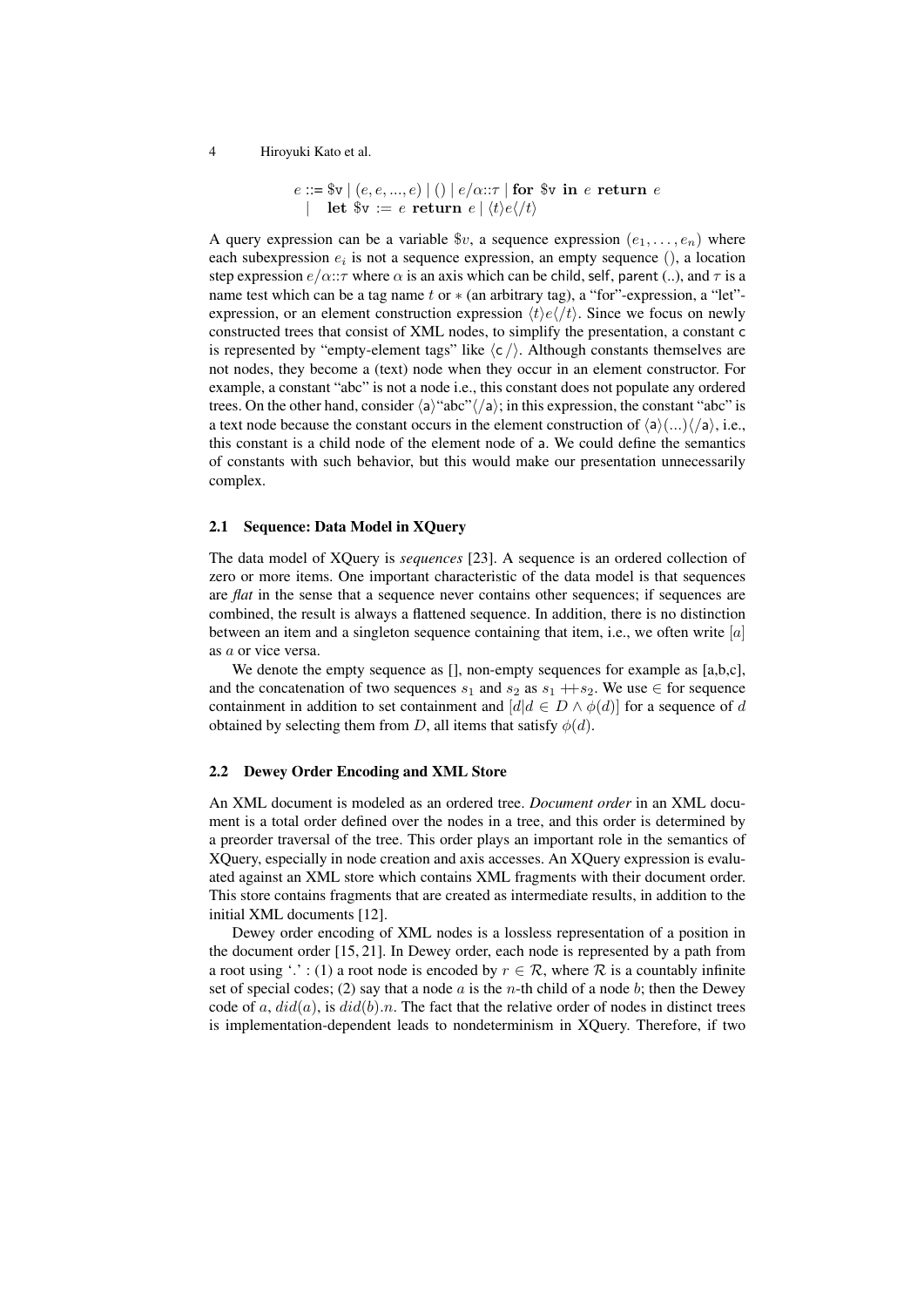$$
\begin{array}{rl}
e ::= & \$\mathtt{v} \mid (e, e, ..., e) \mid () \mid e/\alpha{::}\tau \mid \textbf{for } \$\mathtt{v} \textbf{ in } e \textbf{ return } e \\
\mid & \textbf{let } \$\mathtt{v} := e \textbf{ return } e \mid \langle t \rangle e \langle /t \rangle
\end{array}
$$

A query expression can be a variable $\$v$, a sequence expression $(e_1, \ldots, e_n)$ where each subexpression $e_i$ is not a sequence expression, an empty sequence $()$, a location step expression $e/\alpha{::}\tau$ where $\alpha$ is an axis which can be child, self, parent (..), and $\tau$ is a name test which can be a tag name $t$ or $*$ (an arbitrary tag), a "for"-expression, a "let"-expression, or an element construction expression $\langle t \rangle e \langle /t \rangle$. Since we focus on newly constructed trees that consist of XML nodes, to simplify the presentation, a constant c is represented by "empty-element tags" like $\langle \mathsf{c}\, / \rangle$. Although constants themselves are not nodes, they become a (text) node when they occur in an element constructor. For example, a constant "abc" is not a node i.e., this constant does not populate any ordered trees. On the other hand, consider $\langle \mathsf{a} \rangle$"abc"$\langle / \mathsf{a} \rangle$; in this expression, the constant "abc" is a text node because the constant occurs in the element construction of $\langle \mathsf{a} \rangle (...) \langle / \mathsf{a} \rangle$, i.e., this constant is a child node of the element node of a. We could define the semantics of constants with such behavior, but this would make our presentation unnecessarily complex.

### 2.1 Sequence: Data Model in XQuery

The data model of XQuery is *sequences* [23]. A sequence is an ordered collection of zero or more items. One important characteristic of the data model is that sequences are *flat* in the sense that a sequence never contains other sequences; if sequences are combined, the result is always a flattened sequence. In addition, there is no distinction between an item and a singleton sequence containing that item, i.e., we often write $[a]$ as $a$ or vice versa.

We denote the empty sequence as [], non-empty sequences for example as [a,b,c], and the concatenation of two sequences $s_1$ and $s_2$ as $s_1 +\!\!+ s_2$. We use $\in$ for sequence containment in addition to set containment and $[d | d \in D \wedge \phi(d)]$ for a sequence of $d$ obtained by selecting them from $D$, all items that satisfy $\phi(d)$.

### 2.2 Dewey Order Encoding and XML Store

An XML document is modeled as an ordered tree. *Document order* in an XML document is a total order defined over the nodes in a tree, and this order is determined by a preorder traversal of the tree. This order plays an important role in the semantics of XQuery, especially in node creation and axis accesses. An XQuery expression is evaluated against an XML store which contains XML fragments with their document order. This store contains fragments that are created as intermediate results, in addition to the initial XML documents [12].

Dewey order encoding of XML nodes is a lossless representation of a position in the document order [15, 21]. In Dewey order, each node is represented by a path from a root using '.' : (1) a root node is encoded by $r \in \mathcal{R}$, where $\mathcal{R}$ is a countably infinite set of special codes; (2) say that a node $a$ is the $n$-th child of a node $b$; then the Dewey code of $a$, $did(a)$, is $did(b).n$. The fact that the relative order of nodes in distinct trees is implementation-dependent leads to nondeterminism in XQuery. Therefore, if two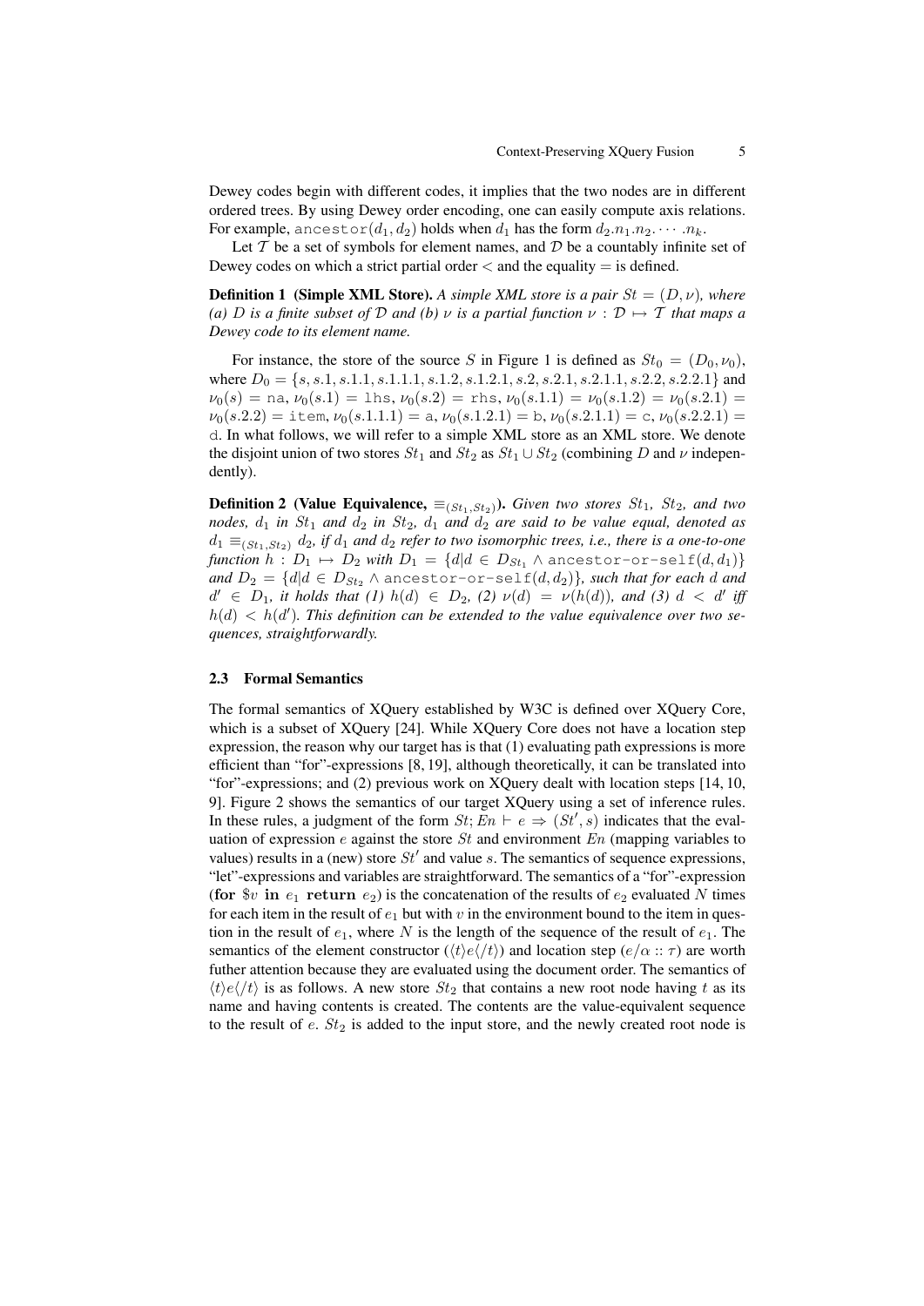Dewey codes begin with different codes, it implies that the two nodes are in different ordered trees. By using Dewey order encoding, one can easily compute axis relations. For example, $\texttt{ancestor}(d_1, d_2)$ holds when $d_1$ has the form $d_2.n_1.n_2.\cdots.n_k$.

Let $\mathcal{T}$ be a set of symbols for element names, and $\mathcal{D}$ be a countably infinite set of Dewey codes on which a strict partial order $<$ and the equality $=$ is defined.

**Definition 1 (Simple XML Store).** *A simple XML store is a pair $St = (D, \nu)$, where (a) $D$ is a finite subset of $\mathcal{D}$ and (b) $\nu$ is a partial function $\nu : \mathcal{D} \mapsto \mathcal{T}$ that maps a Dewey code to its element name.*

For instance, the store of the source $S$ in Figure 1 is defined as $St_0 = (D_0, \nu_0)$, where $D_0 = \{s, s.1, s.1.1, s.1.1.1, s.1.2, s.1.2.1, s.2, s.2.1, s.2.1.1, s.2.2, s.2.2.1\}$ and $\nu_0(s) = \texttt{na}$, $\nu_0(s.1) = \texttt{lhs}$, $\nu_0(s.2) = \texttt{rhs}$, $\nu_0(s.1.1) = \nu_0(s.1.2) = \nu_0(s.2.1) = \nu_0(s.2.2) = \texttt{item}$, $\nu_0(s.1.1.1) = \texttt{a}$, $\nu_0(s.1.2.1) = \texttt{b}$, $\nu_0(s.2.1.1) = \texttt{c}$, $\nu_0(s.2.2.1) = \texttt{d}$. In what follows, we will refer to a simple XML store as an XML store. We denote the disjoint union of two stores $St_1$ and $St_2$ as $St_1 \cup St_2$ (combining $D$ and $\nu$ independently).

**Definition 2 (Value Equivalence, $\equiv_{(St_1,St_2)}$).** *Given two stores $St_1$, $St_2$, and two nodes, $d_1$ in $St_1$ and $d_2$ in $St_2$, $d_1$ and $d_2$ are said to be value equal, denoted as $d_1 \equiv_{(St_1,St_2)} d_2$, if $d_1$ and $d_2$ refer to two isomorphic trees, i.e., there is a one-to-one function $h : D_1 \mapsto D_2$ with $D_1 = \{d | d \in D_{St_1} \wedge \texttt{ancestor-or-self}(d, d_1)\}$ and $D_2 = \{d | d \in D_{St_2} \wedge \texttt{ancestor-or-self}(d, d_2)\}$, such that for each $d$ and $d' \in D_1$, it holds that (1) $h(d) \in D_2$, (2) $\nu(d) = \nu(h(d))$, and (3) $d < d'$ iff $h(d) < h(d')$. This definition can be extended to the value equivalence over two sequences, straightforwardly.*

### 2.3 Formal Semantics

The formal semantics of XQuery established by W3C is defined over XQuery Core, which is a subset of XQuery [24]. While XQuery Core does not have a location step expression, the reason why our target has is that (1) evaluating path expressions is more efficient than "for"-expressions [8, 19], although theoretically, it can be translated into "for"-expressions; and (2) previous work on XQuery dealt with location steps [14, 10, 9]. Figure 2 shows the semantics of our target XQuery using a set of inference rules. In these rules, a judgment of the form $St; En \vdash e \Rightarrow (St', s)$ indicates that the evaluation of expression $e$ against the store $St$ and environment $En$ (mapping variables to values) results in a (new) store $St'$ and value $s$. The semantics of sequence expressions, "let"-expressions and variables are straightforward. The semantics of a "for"-expression (**for** $\$v$ **in** $e_1$ **return** $e_2$) is the concatenation of the results of $e_2$ evaluated $N$ times for each item in the result of $e_1$ but with $v$ in the environment bound to the item in question in the result of $e_1$, where $N$ is the length of the sequence of the result of $e_1$. The semantics of the element constructor ($\langle t \rangle e \langle /t \rangle$) and location step ($e/\alpha :: \tau$) are worth futher attention because they are evaluated using the document order. The semantics of $\langle t \rangle e \langle /t \rangle$ is as follows. A new store $St_2$ that contains a new root node having $t$ as its name and having contents is created. The contents are the value-equivalent sequence to the result of $e$. $St_2$ is added to the input store, and the newly created root node is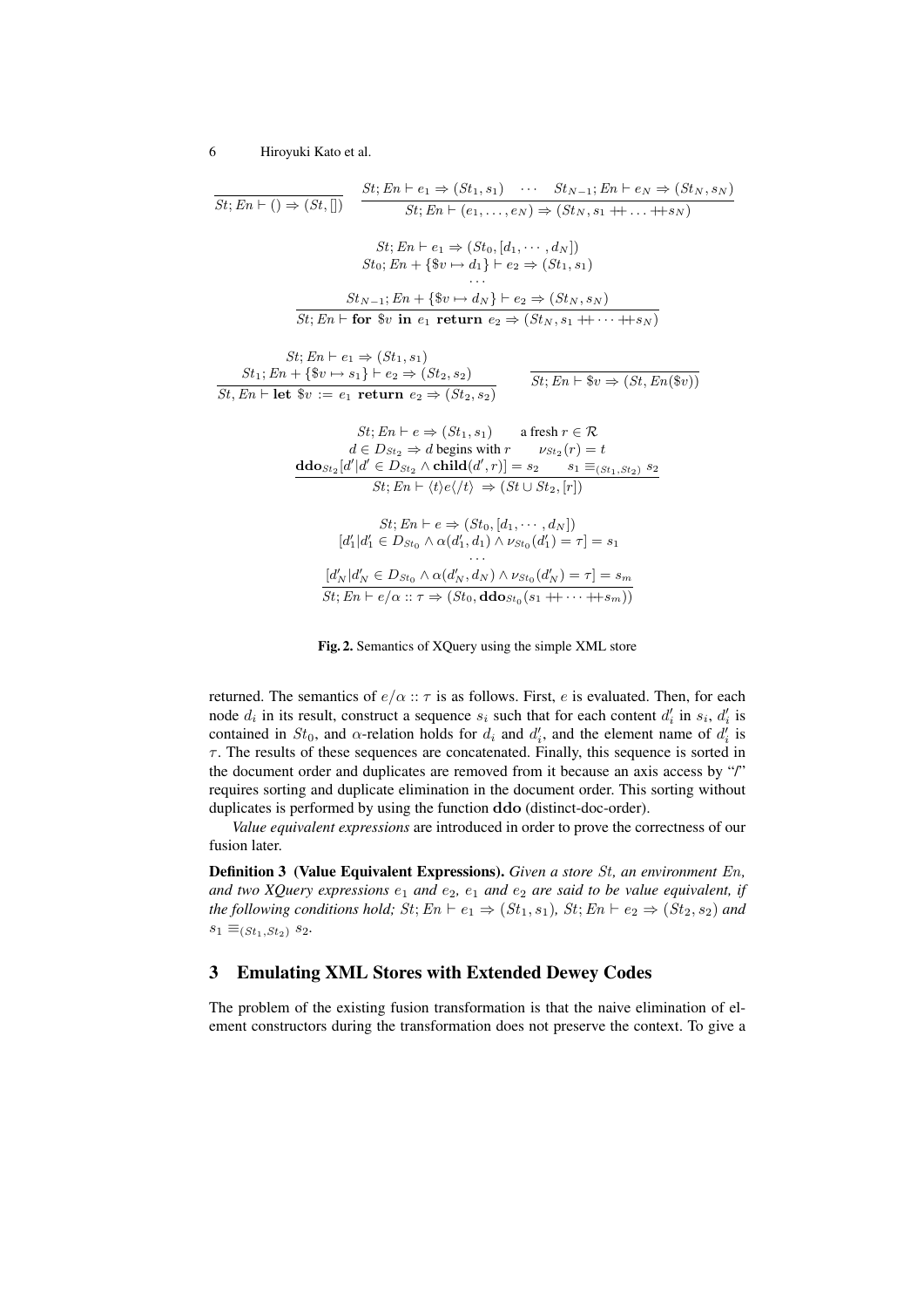$$\frac{}{St; En \vdash () \Rightarrow (St, [])} \qquad \frac{St; En \vdash e_1 \Rightarrow (St_1, s_1) \quad \cdots \quad St_{N-1}; En \vdash e_N \Rightarrow (St_N, s_N)}{St; En \vdash (e_1, \ldots, e_N) \Rightarrow (St_N, s_1 +\!\!+ \ldots +\!\!+ s_N)}$$

$$\frac{\begin{array}{c} St; En \vdash e_1 \Rightarrow (St_0, [d_1, \cdots, d_N]) \\ St_0; En + \{\$v \mapsto d_1\} \vdash e_2 \Rightarrow (St_1, s_1) \\ \cdots \\ St_{N-1}; En + \{\$v \mapsto d_N\} \vdash e_2 \Rightarrow (St_N, s_N) \end{array}}{St; En \vdash \mathbf{for}\ \$v\ \mathbf{in}\ e_1\ \mathbf{return}\ e_2 \Rightarrow (St_N, s_1 +\!\!+ \cdots +\!\!+ s_N)}$$

$$\frac{\begin{array}{c} St; En \vdash e_1 \Rightarrow (St_1, s_1) \\ St_1; En + \{\$v \mapsto s_1\} \vdash e_2 \Rightarrow (St_2, s_2) \end{array}}{St, En \vdash \mathbf{let}\ \$v := e_1\ \mathbf{return}\ e_2 \Rightarrow (St_2, s_2)} \qquad \frac{}{St; En \vdash \$v \Rightarrow (St, En(\$v))}$$

$$\frac{\begin{array}{c} St; En \vdash e \Rightarrow (St_1, s_1) \qquad \text{a fresh } r \in \mathcal{R} \\ d \in D_{St_2} \Rightarrow d \text{ begins with } r \qquad \nu_{St_2}(r) = t \\ \mathbf{ddo}_{St_2}[d' | d' \in D_{St_2} \wedge \mathbf{child}(d', r)] = s_2 \qquad s_1 \equiv_{(St_1, St_2)} s_2 \end{array}}{St; En \vdash \langle t \rangle e \langle /t \rangle \Rightarrow (St \cup St_2, [r])}$$

$$\frac{\begin{array}{c} St; En \vdash e \Rightarrow (St_0, [d_1, \cdots, d_N]) \\ [d'_1 | d'_1 \in D_{St_0} \wedge \alpha(d'_1, d_1) \wedge \nu_{St_0}(d'_1) = \tau] = s_1 \\ \cdots \\ [d'_N | d'_N \in D_{St_0} \wedge \alpha(d'_N, d_N) \wedge \nu_{St_0}(d'_N) = \tau] = s_m \end{array}}{St; En \vdash e/\alpha :: \tau \Rightarrow (St_0, \mathbf{ddo}_{St_0}(s_1 +\!\!+ \cdots +\!\!+ s_m))}$$

**Fig. 2.** Semantics of XQuery using the simple XML store

returned. The semantics of $e/\alpha :: \tau$ is as follows. First, $e$ is evaluated. Then, for each node $d_i$ in its result, construct a sequence $s_i$ such that for each content $d'_i$ in $s_i$, $d'_i$ is contained in $St_0$, and $\alpha$-relation holds for $d_i$ and $d'_i$, and the element name of $d'_i$ is $\tau$. The results of these sequences are concatenated. Finally, this sequence is sorted in the document order and duplicates are removed from it because an axis access by "/" requires sorting and duplicate elimination in the document order. This sorting without duplicates is performed by using the function $\mathbf{ddo}$ (distinct-doc-order).

*Value equivalent expressions* are introduced in order to prove the correctness of our fusion later.

**Definition 3 (Value Equivalent Expressions).** *Given a store $St$, an environment $En$, and two XQuery expressions $e_1$ and $e_2$, $e_1$ and $e_2$ are said to be value equivalent, if the following conditions hold; $St; En \vdash e_1 \Rightarrow (St_1, s_1)$, $St; En \vdash e_2 \Rightarrow (St_2, s_2)$ and $s_1 \equiv_{(St_1, St_2)} s_2$.*

## 3 Emulating XML Stores with Extended Dewey Codes

The problem of the existing fusion transformation is that the naive elimination of element constructors during the transformation does not preserve the context. To give a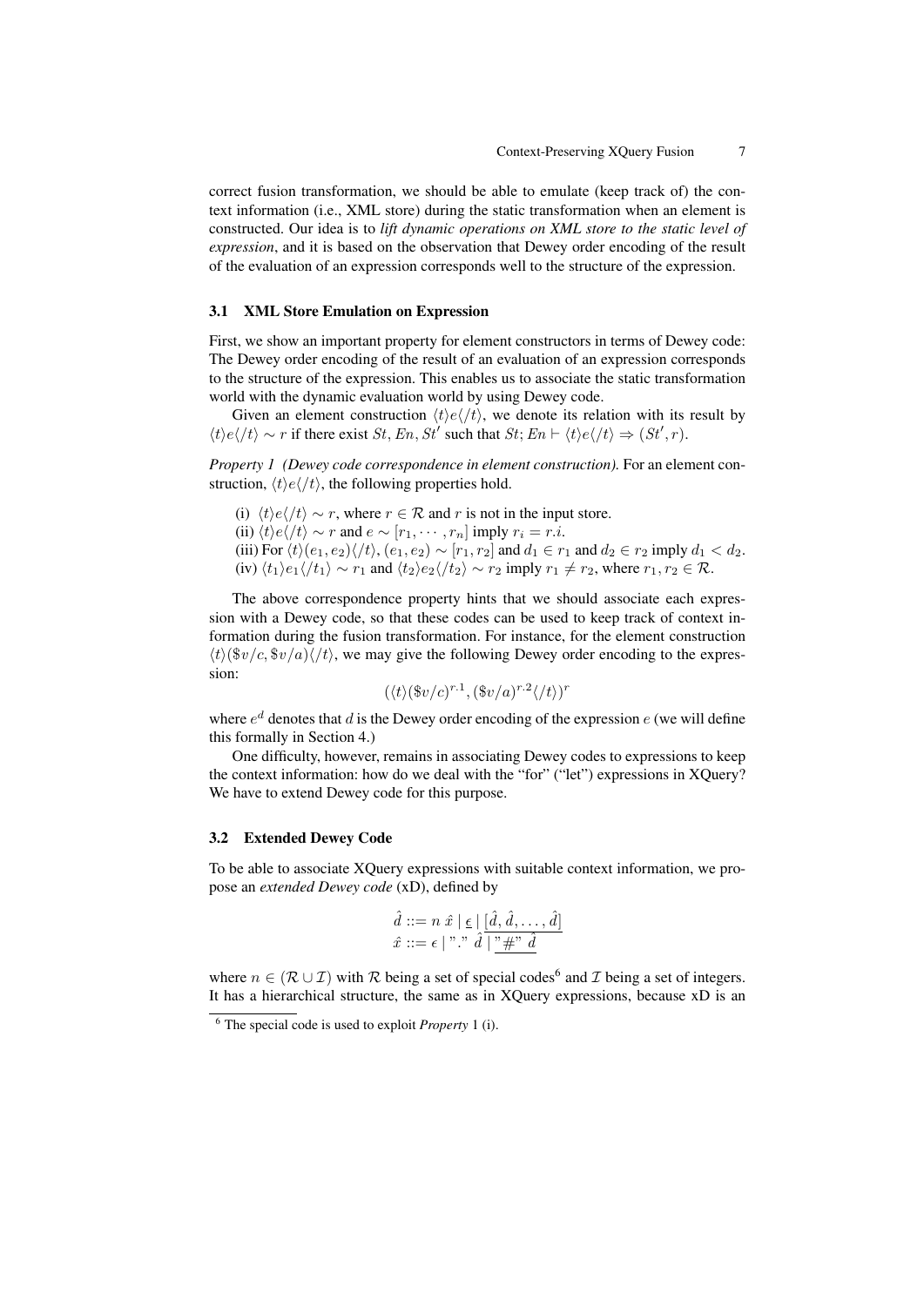correct fusion transformation, we should be able to emulate (keep track of) the context information (i.e., XML store) during the static transformation when an element is constructed. Our idea is to *lift dynamic operations on XML store to the static level of expression*, and it is based on the observation that Dewey order encoding of the result of the evaluation of an expression corresponds well to the structure of the expression.

### 3.1 XML Store Emulation on Expression

First, we show an important property for element constructors in terms of Dewey code: The Dewey order encoding of the result of an evaluation of an expression corresponds to the structure of the expression. This enables us to associate the static transformation world with the dynamic evaluation world by using Dewey code.

Given an element construction $\langle t \rangle e \langle /t \rangle$, we denote its relation with its result by $\langle t \rangle e \langle /t \rangle \sim r$ if there exist $St, En, St'$ such that $St; En \vdash \langle t \rangle e \langle /t \rangle \Rightarrow (St', r)$.

*Property 1 (Dewey code correspondence in element construction).* For an element construction, $\langle t \rangle e \langle /t \rangle$, the following properties hold.

(i) $\langle t \rangle e \langle /t \rangle \sim r$, where $r \in \mathcal{R}$ and $r$ is not in the input store.
(ii) $\langle t \rangle e \langle /t \rangle \sim r$ and $e \sim [r_1, \cdots, r_n]$ imply $r_i = r.i$.
(iii) For $\langle t \rangle (e_1, e_2) \langle /t \rangle$, $(e_1, e_2) \sim [r_1, r_2]$ and $d_1 \in r_1$ and $d_2 \in r_2$ imply $d_1 < d_2$.
(iv) $\langle t_1 \rangle e_1 \langle /t_1 \rangle \sim r_1$ and $\langle t_2 \rangle e_2 \langle /t_2 \rangle \sim r_2$ imply $r_1 \neq r_2$, where $r_1, r_2 \in \mathcal{R}$.

The above correspondence property hints that we should associate each expression with a Dewey code, so that these codes can be used to keep track of context information during the fusion transformation. For instance, for the element construction $\langle t \rangle (\$v/c, \$v/a) \langle /t \rangle$, we may give the following Dewey order encoding to the expression:

$$(\langle t \rangle (\$v/c)^{r.1}, (\$v/a)^{r.2} \langle /t \rangle)^r$$

where $e^d$ denotes that $d$ is the Dewey order encoding of the expression $e$ (we will define this formally in Section 4.)

One difficulty, however, remains in associating Dewey codes to expressions to keep the context information: how do we deal with the "for" ("let") expressions in XQuery? We have to extend Dewey code for this purpose.

### 3.2 Extended Dewey Code

To be able to associate XQuery expressions with suitable context information, we propose an *extended Dewey code* (xD), defined by

$$\begin{aligned} \hat{d} &::= n \ \hat{x} \mid \underline{\epsilon} \mid \underline{[\hat{d}, \hat{d}, \ldots, \hat{d}]} \\ \hat{x} &::= \epsilon \mid \text{"."} \ \hat{d} \mid \underline{\text{"\#"} \ \hat{d}} \end{aligned}$$

where $n \in (\mathcal{R} \cup \mathcal{I})$ with $\mathcal{R}$ being a set of special codes[6] and $\mathcal{I}$ being a set of integers. It has a hierarchical structure, the same as in XQuery expressions, because xD is an

---

[6] The special code is used to exploit *Property* 1 (i).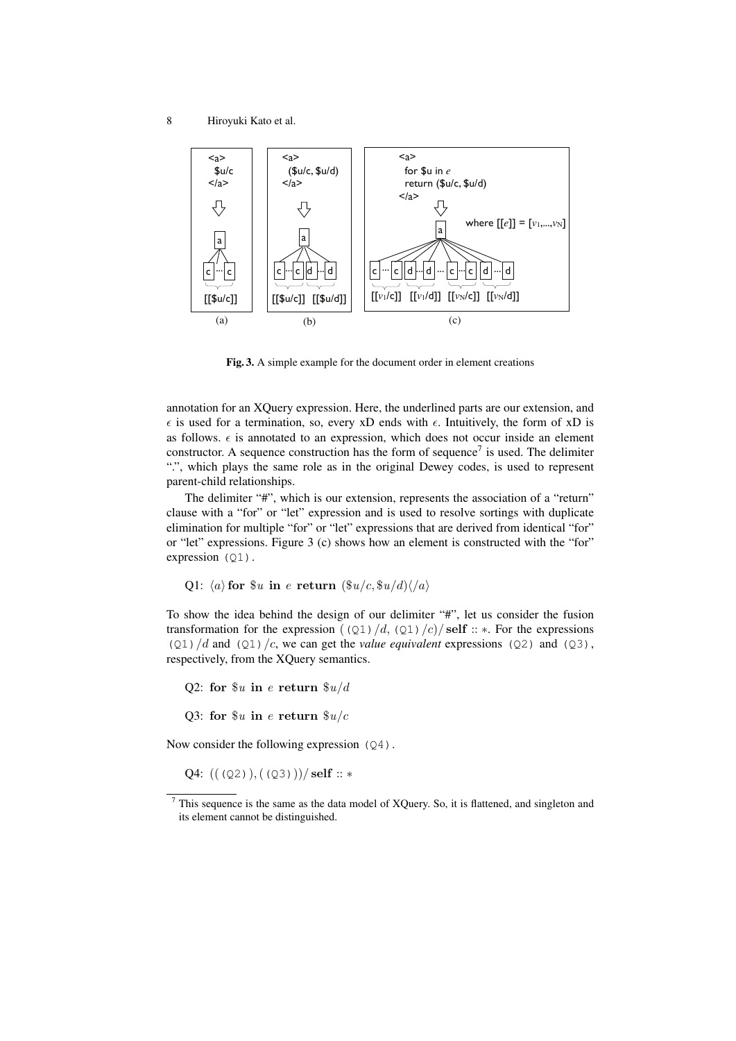Fig. 3. A simple example for the document order in element creations

annotation for an XQuery expression. Here, the underlined parts are our extension, and $\epsilon$ is used for a termination, so, every xD ends with $\epsilon$. Intuitively, the form of xD is as follows. $\epsilon$ is annotated to an expression, which does not occur inside an element constructor. A sequence construction has the form of sequence[7] is used. The delimiter ".", which plays the same role as in the original Dewey codes, is used to represent parent-child relationships.

The delimiter "#", which is our extension, represents the association of a "return" clause with a "for" or "let" expression and is used to resolve sortings with duplicate elimination for multiple "for" or "let" expressions that are derived from identical "for" or "let" expressions. Figure 3 (c) shows how an element is constructed with the "for" expression (Q1).

Q1: $\langle a \rangle$ **for** $\$u$ **in** $e$ **return** $(\$u/c, \$u/d)\langle /a \rangle$

To show the idea behind the design of our delimiter "#", let us consider the fusion transformation for the expression $(\text{(Q1)}/d, \text{(Q1)}/c)/$**self** $:: *$. For the expressions $\text{(Q1)}/d$ and $\text{(Q1)}/c$, we can get the *value equivalent* expressions (Q2) and (Q3), respectively, from the XQuery semantics.

Q2: **for** $\$u$ **in** $e$ **return** $\$u/d$

Q3: **for** $\$u$ **in** $e$ **return** $\$u/c$

Now consider the following expression (Q4).

Q4: $((\text{(Q2)}), (\text{(Q3)}))/$**self** $:: *$

[7] This sequence is the same as the data model of XQuery. So, it is flattened, and singleton and its element cannot be distinguished.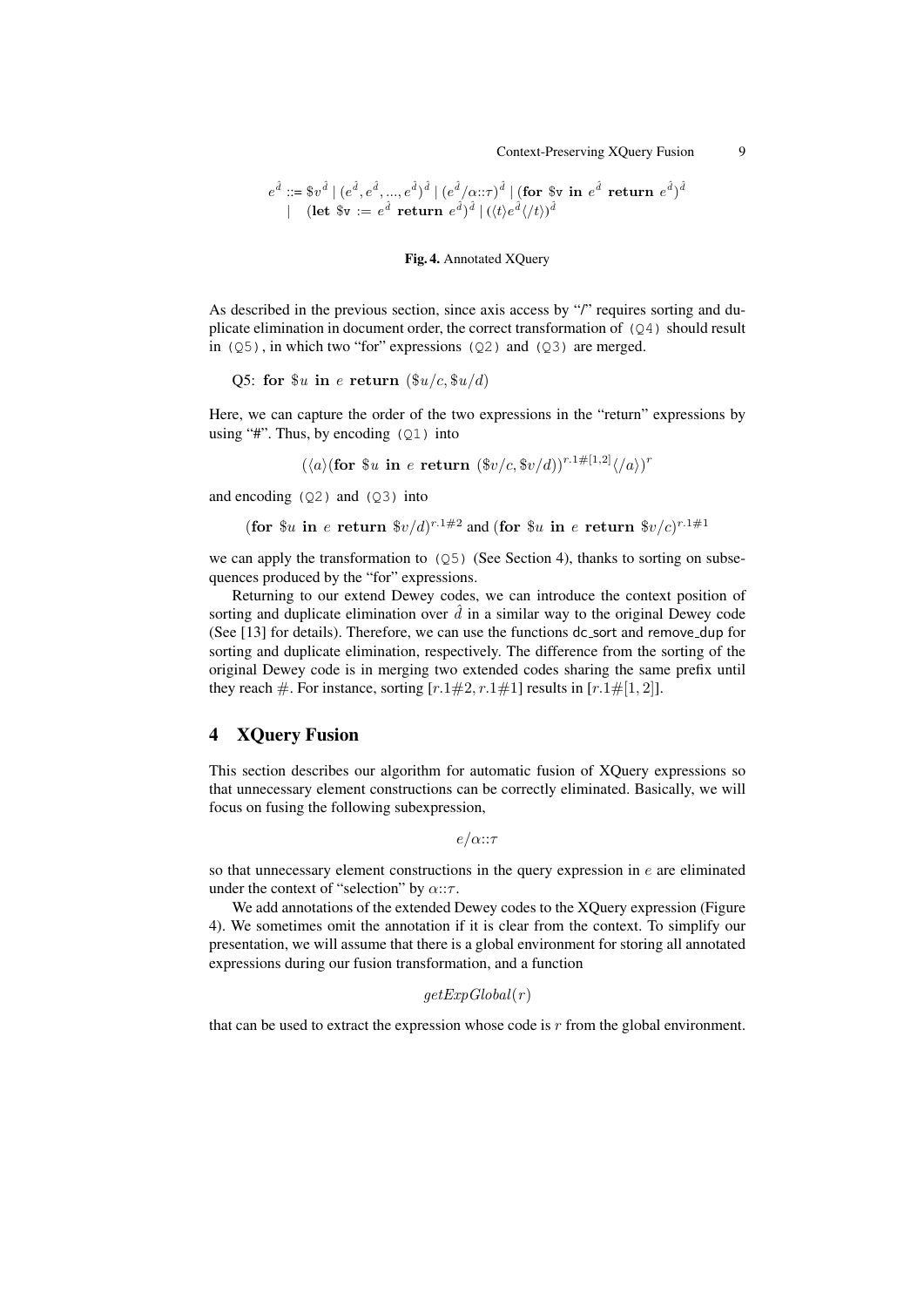$$e^{\hat{d}} ::= \$v^{\hat{d}} \mid (e^{\hat{d}}, e^{\hat{d}}, ..., e^{\hat{d}})^{\hat{d}} \mid (e^{\hat{d}}/\alpha{::}\tau)^{\hat{d}} \mid (\textbf{for } \$\mathtt{v} \textbf{ in } e^{\hat{d}} \textbf{ return } e^{\hat{d}})^{\hat{d}}$$
$$\mid \quad (\textbf{let } \$\mathtt{v} := e^{\hat{d}} \textbf{ return } e^{\hat{d}})^{\hat{d}} \mid (\langle t \rangle e^{\hat{d}} \langle /t \rangle)^{\hat{d}}$$

**Fig. 4.** Annotated XQuery

As described in the previous section, since axis access by "/" requires sorting and duplicate elimination in document order, the correct transformation of (Q4) should result in (Q5), in which two "for" expressions (Q2) and (Q3) are merged.

Q5: **for** $\$u$ **in** $e$ **return** $(\$u/c, \$u/d)$

Here, we can capture the order of the two expressions in the "return" expressions by using "#". Thus, by encoding (Q1) into

$$(\langle a \rangle (\textbf{for } \$u \textbf{ in } e \textbf{ return } (\$v/c, \$v/d))^{r.1\#[1,2]} \langle /a \rangle)^{r}$$

and encoding (Q2) and (Q3) into

$$(\textbf{for } \$u \textbf{ in } e \textbf{ return } \$v/d)^{r.1\#2} \text{ and } (\textbf{for } \$u \textbf{ in } e \textbf{ return } \$v/c)^{r.1\#1}$$

we can apply the transformation to (Q5) (See Section 4), thanks to sorting on subsequences produced by the "for" expressions.

Returning to our extend Dewey codes, we can introduce the context position of sorting and duplicate elimination over $\hat{d}$ in a similar way to the original Dewey code (See [13] for details). Therefore, we can use the functions dc_sort and remove_dup for sorting and duplicate elimination, respectively. The difference from the sorting of the original Dewey code is in merging two extended codes sharing the same prefix until they reach $\#$. For instance, sorting $[r.1\#2, r.1\#1]$ results in $[r.1\#[1,2]]$.

## 4 XQuery Fusion

This section describes our algorithm for automatic fusion of XQuery expressions so that unnecessary element constructions can be correctly eliminated. Basically, we will focus on fusing the following subexpression,

$$e/\alpha{::}\tau$$

so that unnecessary element constructions in the query expression in $e$ are eliminated under the context of "selection" by $\alpha{::}\tau$.

We add annotations of the extended Dewey codes to the XQuery expression (Figure 4). We sometimes omit the annotation if it is clear from the context. To simplify our presentation, we will assume that there is a global environment for storing all annotated expressions during our fusion transformation, and a function

$$getExpGlobal(r)$$

that can be used to extract the expression whose code is $r$ from the global environment.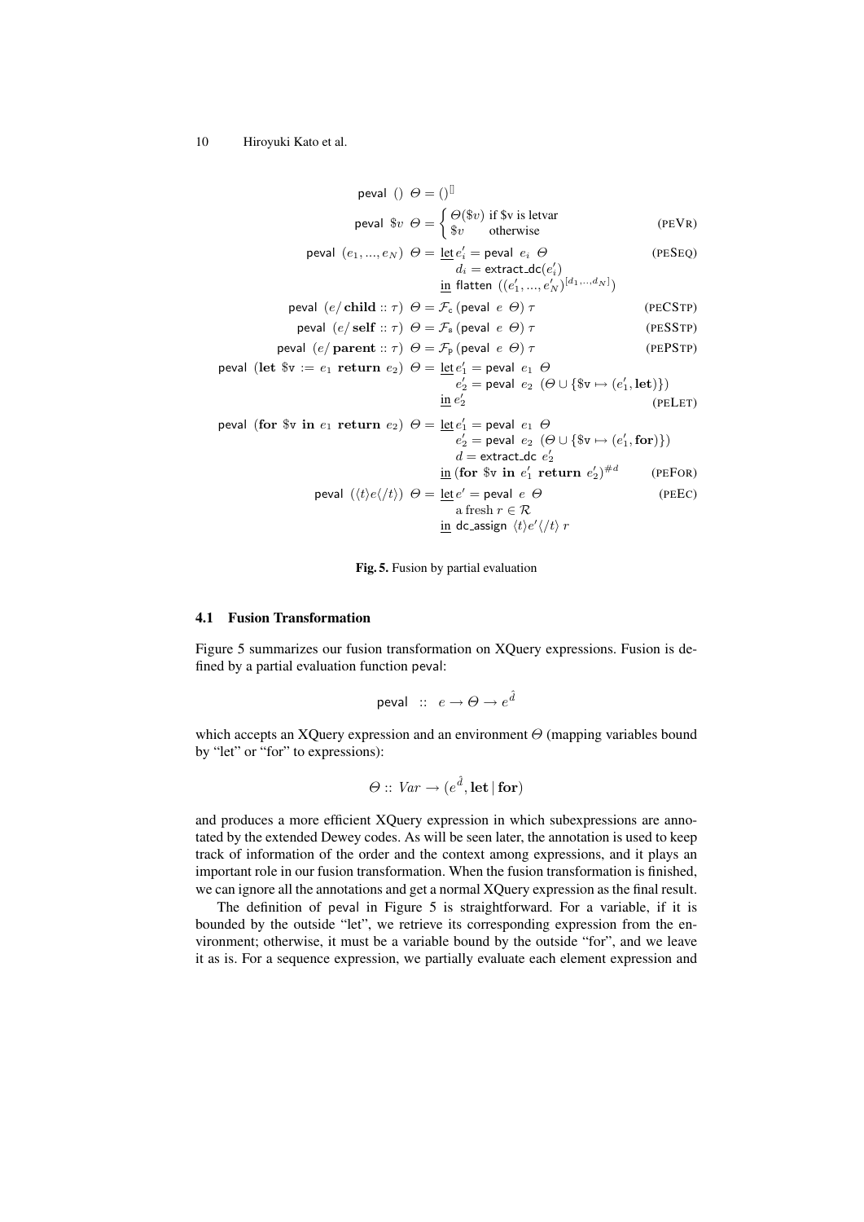$$
\begin{aligned}
\textsf{peval}\ ()\ \Theta &= ()^{[]} \\
\textsf{peval}\ \$v\ \Theta &= \begin{cases} \Theta(\$v) & \text{if \$v is letvar} \\ \$v & \text{otherwise} \end{cases} && (\text{PEVR}) \\
\textsf{peval}\ (e_1, ..., e_N)\ \Theta &= \underline{\text{let}}\ e'_i = \textsf{peval}\ e_i\ \Theta && (\text{PESEQ}) \\
&\qquad d_i = \textsf{extract\_dc}(e'_i) \\
&\quad \underline{\text{in}}\ \textsf{flatten}\ ((e'_1, ..., e'_N)^{[d_1, ..., d_N]}) \\
\textsf{peval}\ (e/\,\mathbf{child} :: \tau)\ \Theta &= \mathcal{F}_{\mathsf{c}}\,(\textsf{peval}\ e\ \Theta)\ \tau && (\text{PECSTP}) \\
\textsf{peval}\ (e/\,\mathbf{self} :: \tau)\ \Theta &= \mathcal{F}_{\mathsf{s}}\,(\textsf{peval}\ e\ \Theta)\ \tau && (\text{PESSTP}) \\
\textsf{peval}\ (e/\,\mathbf{parent} :: \tau)\ \Theta &= \mathcal{F}_{\mathsf{p}}\,(\textsf{peval}\ e\ \Theta)\ \tau && (\text{PEPSTP}) \\
\textsf{peval}\ (\mathbf{let}\ \$\mathtt{v} := e_1\ \mathbf{return}\ e_2)\ \Theta &= \underline{\text{let}}\ e'_1 = \textsf{peval}\ e_1\ \Theta \\
&\qquad e'_2 = \textsf{peval}\ e_2\ (\Theta \cup \{\$\mathtt{v} \mapsto (e'_1, \mathbf{let})\}) \\
&\quad \underline{\text{in}}\ e'_2 && (\text{PELET}) \\
\textsf{peval}\ (\mathbf{for}\ \$\mathtt{v}\ \mathbf{in}\ e_1\ \mathbf{return}\ e_2)\ \Theta &= \underline{\text{let}}\ e'_1 = \textsf{peval}\ e_1\ \Theta \\
&\qquad e'_2 = \textsf{peval}\ e_2\ (\Theta \cup \{\$\mathtt{v} \mapsto (e'_1, \mathbf{for})\}) \\
&\qquad d = \textsf{extract\_dc}\ e'_2 \\
&\quad \underline{\text{in}}\ (\mathbf{for}\ \$\mathtt{v}\ \mathbf{in}\ e'_1\ \mathbf{return}\ e'_2)^{\#d} && (\text{PEFOR}) \\
\textsf{peval}\ (\langle t \rangle e \langle / t \rangle)\ \Theta &= \underline{\text{let}}\ e' = \textsf{peval}\ e\ \Theta && (\text{PEEC}) \\
&\qquad \text{a fresh } r \in \mathcal{R} \\
&\quad \underline{\text{in}}\ \textsf{dc\_assign}\ \langle t \rangle e' \langle / t \rangle\ r
\end{aligned}
$$

**Fig. 5.** Fusion by partial evaluation

### 4.1 Fusion Transformation

Figure 5 summarizes our fusion transformation on XQuery expressions. Fusion is defined by a partial evaluation function peval:

$$\textsf{peval}\ ::\ e \rightarrow \Theta \rightarrow e^{\hat{d}}$$

which accepts an XQuery expression and an environment $\Theta$ (mapping variables bound by "let" or "for" to expressions):

$$\Theta :: \mathit{Var} \rightarrow (e^{\hat{d}}, \mathbf{let} \mid \mathbf{for})$$

and produces a more efficient XQuery expression in which subexpressions are annotated by the extended Dewey codes. As will be seen later, the annotation is used to keep track of information of the order and the context among expressions, and it plays an important role in our fusion transformation. When the fusion transformation is finished, we can ignore all the annotations and get a normal XQuery expression as the final result.

The definition of peval in Figure 5 is straightforward. For a variable, if it is bounded by the outside "let", we retrieve its corresponding expression from the environment; otherwise, it must be a variable bound by the outside "for", and we leave it as is. For a sequence expression, we partially evaluate each element expression and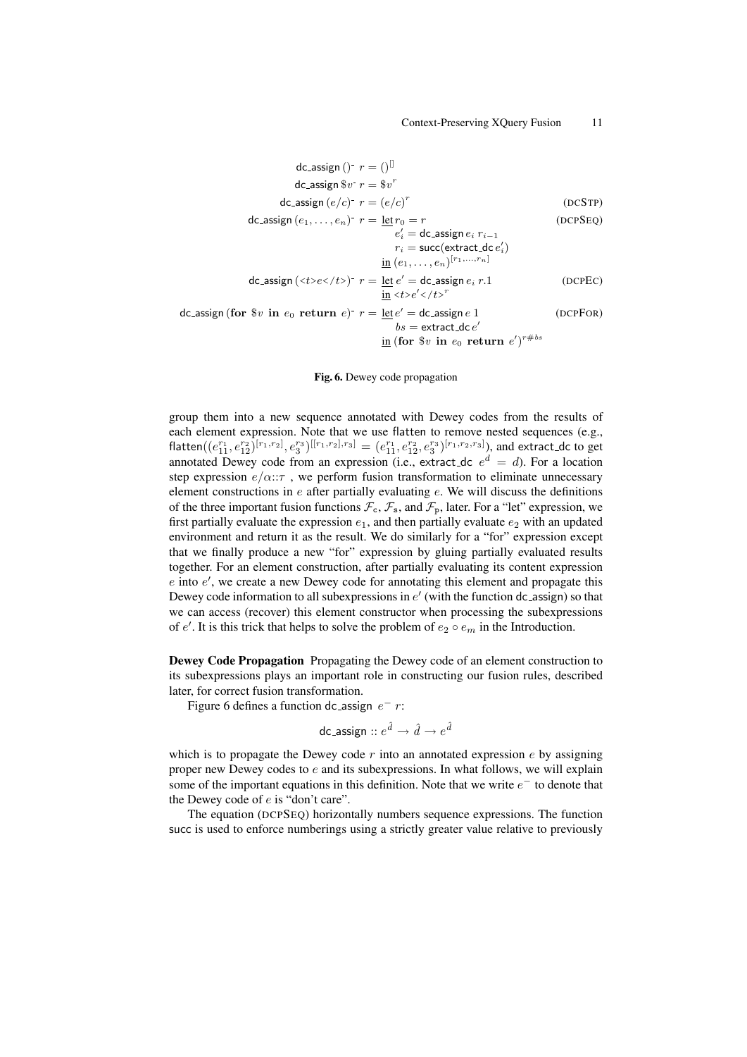$$
\begin{aligned}
\mathsf{dc\_assign}\ ()^{-}\ r &= ()^{[]} \\
\mathsf{dc\_assign}\ \$v^{-}\ r &= \$v^{r} \\
\mathsf{dc\_assign}\ (e/c)^{-}\ r &= (e/c)^{r} && \text{(DCSTP)} \\
\mathsf{dc\_assign}\ (e_1, \ldots, e_n)^{-}\ r &= \underline{\text{let}}\ r_0 = r && \text{(DCPSEQ)} \\
&\qquad e'_i = \mathsf{dc\_assign}\ e_i\ r_{i-1} \\
&\qquad r_i = \mathsf{succ}(\mathsf{extract\_dc}\ e'_i) \\
&\quad \underline{\text{in}}\ (e_1, \ldots, e_n)^{[r_1, \ldots, r_n]} \\
\mathsf{dc\_assign}\ (\texttt{<}t\texttt{>}e\texttt{</}t\texttt{>})^{-}\ r &= \underline{\text{let}}\ e' = \mathsf{dc\_assign}\ e_i\ r.1 && \text{(DCPEC)} \\
&\quad \underline{\text{in}}\ \texttt{<}t\texttt{>}e'\texttt{</}t\texttt{>}^{r} \\
\mathsf{dc\_assign}\ (\textbf{for}\ \$v\ \textbf{in}\ e_0\ \textbf{return}\ e)^{-}\ r &= \underline{\text{let}}\ e' = \mathsf{dc\_assign}\ e\ 1 && \text{(DCPFOR)} \\
&\qquad bs = \mathsf{extract\_dc}\ e' \\
&\quad \underline{\text{in}}\ (\textbf{for}\ \$v\ \textbf{in}\ e_0\ \textbf{return}\ e')^{r\#bs}
\end{aligned}
$$

**Fig. 6.** Dewey code propagation

group them into a new sequence annotated with Dewey codes from the results of each element expression. Note that we use flatten to remove nested sequences (e.g., $\mathsf{flatten}((e_{11}^{r_1}, e_{12}^{r_2})^{[r_1,r_2]}, e_3^{r_3})^{[[r_1,r_2],r_3]} = (e_{11}^{r_1}, e_{12}^{r_2}, e_3^{r_3})^{[r_1,r_2,r_3]}$), and extract_dc to get annotated Dewey code from an expression (i.e., $\mathsf{extract\_dc}\ \ e^d = d$). For a location step expression $e/\alpha{::}\tau$ , we perform fusion transformation to eliminate unnecessary element constructions in $e$ after partially evaluating $e$. We will discuss the definitions of the three important fusion functions $\mathcal{F}_{\mathsf{c}}$, $\mathcal{F}_{\mathsf{s}}$, and $\mathcal{F}_{\mathsf{p}}$, later. For a "let" expression, we first partially evaluate the expression $e_1$, and then partially evaluate $e_2$ with an updated environment and return it as the result. We do similarly for a "for" expression except that we finally produce a new "for" expression by gluing partially evaluated results together. For an element construction, after partially evaluating its content expression $e$ into $e'$, we create a new Dewey code for annotating this element and propagate this Dewey code information to all subexpressions in $e'$ (with the function dc_assign) so that we can access (recover) this element constructor when processing the subexpressions of $e'$. It is this trick that helps to solve the problem of $e_2 \circ e_m$ in the Introduction.

**Dewey Code Propagation** Propagating the Dewey code of an element construction to its subexpressions plays an important role in constructing our fusion rules, described later, for correct fusion transformation.

Figure 6 defines a function dc_assign $e^{-}\ r$:

$$
\mathsf{dc\_assign} :: e^{\hat{d}} \rightarrow \hat{d} \rightarrow e^{\hat{d}}
$$

which is to propagate the Dewey code $r$ into an annotated expression $e$ by assigning proper new Dewey codes to $e$ and its subexpressions. In what follows, we will explain some of the important equations in this definition. Note that we write $e^{-}$ to denote that the Dewey code of $e$ is "don't care".

The equation (DCPSEQ) horizontally numbers sequence expressions. The function succ is used to enforce numberings using a strictly greater value relative to previously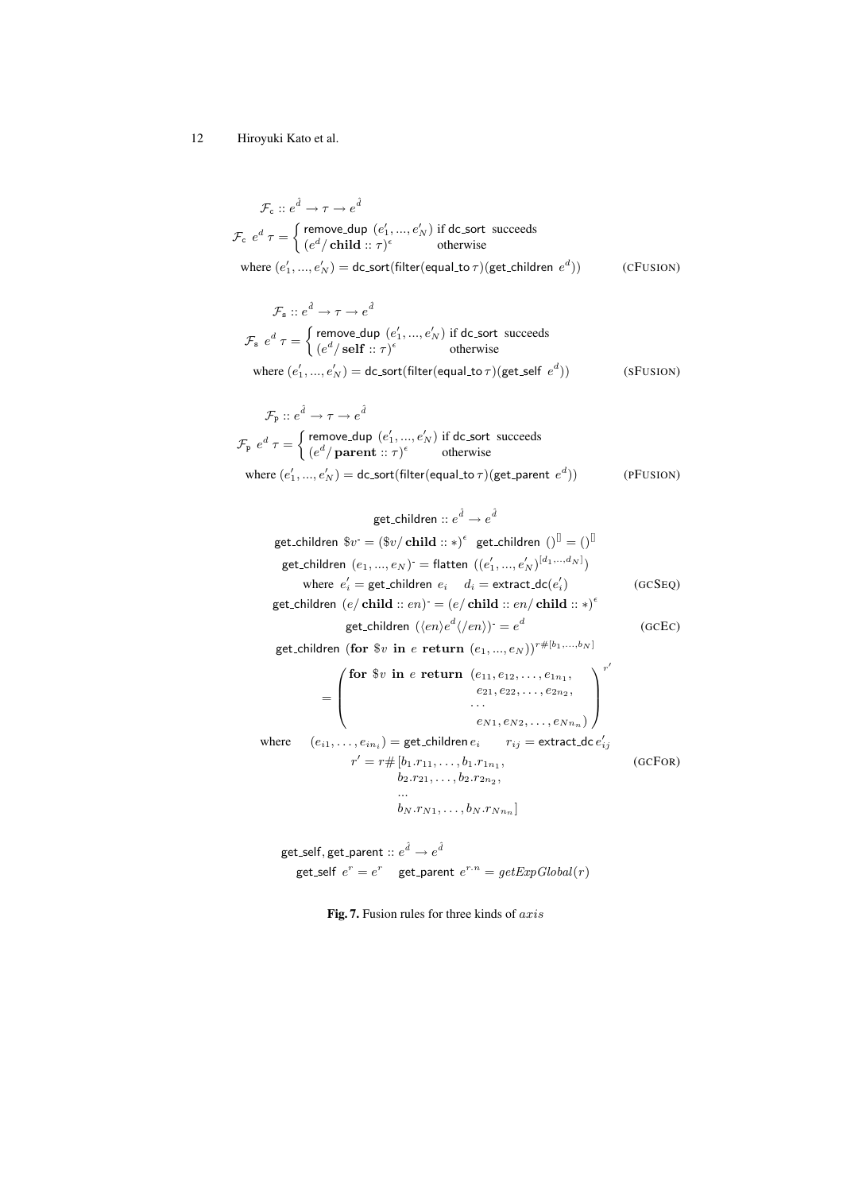$$\mathcal{F}_{\mathsf{c}} :: e^{\hat{d}} \rightarrow \tau \rightarrow e^{\hat{d}}$$

$$\mathcal{F}_{\mathsf{c}}\ e^{d}\ \tau = \begin{cases} \mathsf{remove\_dup}\ (e'_1, ..., e'_N) & \text{if } \mathsf{dc\_sort} \text{ succeeds} \\ (e^{d} / \,\mathbf{child} :: \tau)^{\epsilon} & \text{otherwise} \end{cases}$$

$$\text{where } (e'_1, ..., e'_N) = \mathsf{dc\_sort}(\mathsf{filter}(\mathsf{equal\_to}\ \tau)(\mathsf{get\_children}\ e^{d})) \qquad \text{(CFUSION)}$$

$$\mathcal{F}_{\mathsf{s}} :: e^{\hat{d}} \rightarrow \tau \rightarrow e^{\hat{d}}$$

$$\mathcal{F}_{\mathsf{s}}\ e^{d}\ \tau = \begin{cases} \mathsf{remove\_dup}\ (e'_1, ..., e'_N) & \text{if } \mathsf{dc\_sort} \text{ succeeds} \\ (e^{d} / \,\mathbf{self} :: \tau)^{\epsilon} & \text{otherwise} \end{cases}$$

$$\text{where } (e'_1, ..., e'_N) = \mathsf{dc\_sort}(\mathsf{filter}(\mathsf{equal\_to}\ \tau)(\mathsf{get\_self}\ e^{d})) \qquad \text{(SFUSION)}$$

$$\mathcal{F}_{\mathsf{p}} :: e^{\hat{d}} \rightarrow \tau \rightarrow e^{\hat{d}}$$

$$\mathcal{F}_{\mathsf{p}}\ e^{d}\ \tau = \begin{cases} \mathsf{remove\_dup}\ (e'_1, ..., e'_N) & \text{if } \mathsf{dc\_sort} \text{ succeeds} \\ (e^{d} / \,\mathbf{parent} :: \tau)^{\epsilon} & \text{otherwise} \end{cases}$$

$$\text{where } (e'_1, ..., e'_N) = \mathsf{dc\_sort}(\mathsf{filter}(\mathsf{equal\_to}\ \tau)(\mathsf{get\_parent}\ e^{d})) \qquad \text{(PFUSION)}$$

$$\mathsf{get\_children} :: e^{\hat{d}} \rightarrow e^{\hat{d}}$$

$$\mathsf{get\_children}\ \$v^{\text{-}} = (\$v / \,\mathbf{child} :: *)^{\epsilon} \quad \mathsf{get\_children}\ ()^{[]} = ()^{[]}$$

$$\mathsf{get\_children}\ (e_1, ..., e_N)^{\text{-}} = \mathsf{flatten}\ ((e'_1, ..., e'_N)^{[d_1, ..., d_N]})$$

$$\text{where } e'_i = \mathsf{get\_children}\ e_i \quad d_i = \mathsf{extract\_dc}(e'_i) \qquad \text{(GCSEQ)}$$

$$\mathsf{get\_children}\ (e / \,\mathbf{child} :: en)^{\text{-}} = (e / \,\mathbf{child} :: en / \,\mathbf{child} :: *)^{\epsilon}$$

$$\mathsf{get\_children}\ (\langle en \rangle e^{d} \langle / en \rangle)^{\text{-}} = e^{d} \qquad \text{(GCEC)}$$

$$\mathsf{get\_children}\ (\mathbf{for}\ \$v\ \mathbf{in}\ e\ \mathbf{return}\ (e_1, ..., e_N))^{r\#[b_1, ..., b_N]}$$

$$= \begin{pmatrix} \mathbf{for}\ \$v\ \mathbf{in}\ e\ \mathbf{return}\ (e_{11}, e_{12}, \ldots, e_{1n_1}, \\ \qquad e_{21}, e_{22}, \ldots, e_{2n_2}, \\ \qquad \cdots \\ \qquad e_{N1}, e_{N2}, \ldots, e_{Nn_n}) \end{pmatrix}^{r'}$$

$$\text{where} \quad (e_{i1}, \ldots, e_{in_i}) = \mathsf{get\_children}\ e_i \qquad r_{ij} = \mathsf{extract\_dc}\ e'_{ij}$$

$$r' = r\# [b_1.r_{11}, \ldots, b_1.r_{1n_1}, b_2.r_{21}, \ldots, b_2.r_{2n_2}, \ldots, b_N.r_{N1}, \ldots, b_N.r_{Nn_n}] \qquad \text{(GCFOR)}$$

$$\mathsf{get\_self}, \mathsf{get\_parent} :: e^{\hat{d}} \rightarrow e^{\hat{d}}$$

$$\mathsf{get\_self}\ e^{r} = e^{r} \quad \mathsf{get\_parent}\ e^{r.n} = getExpGlobal(r)$$

**Fig. 7.** Fusion rules for three kinds of $axis$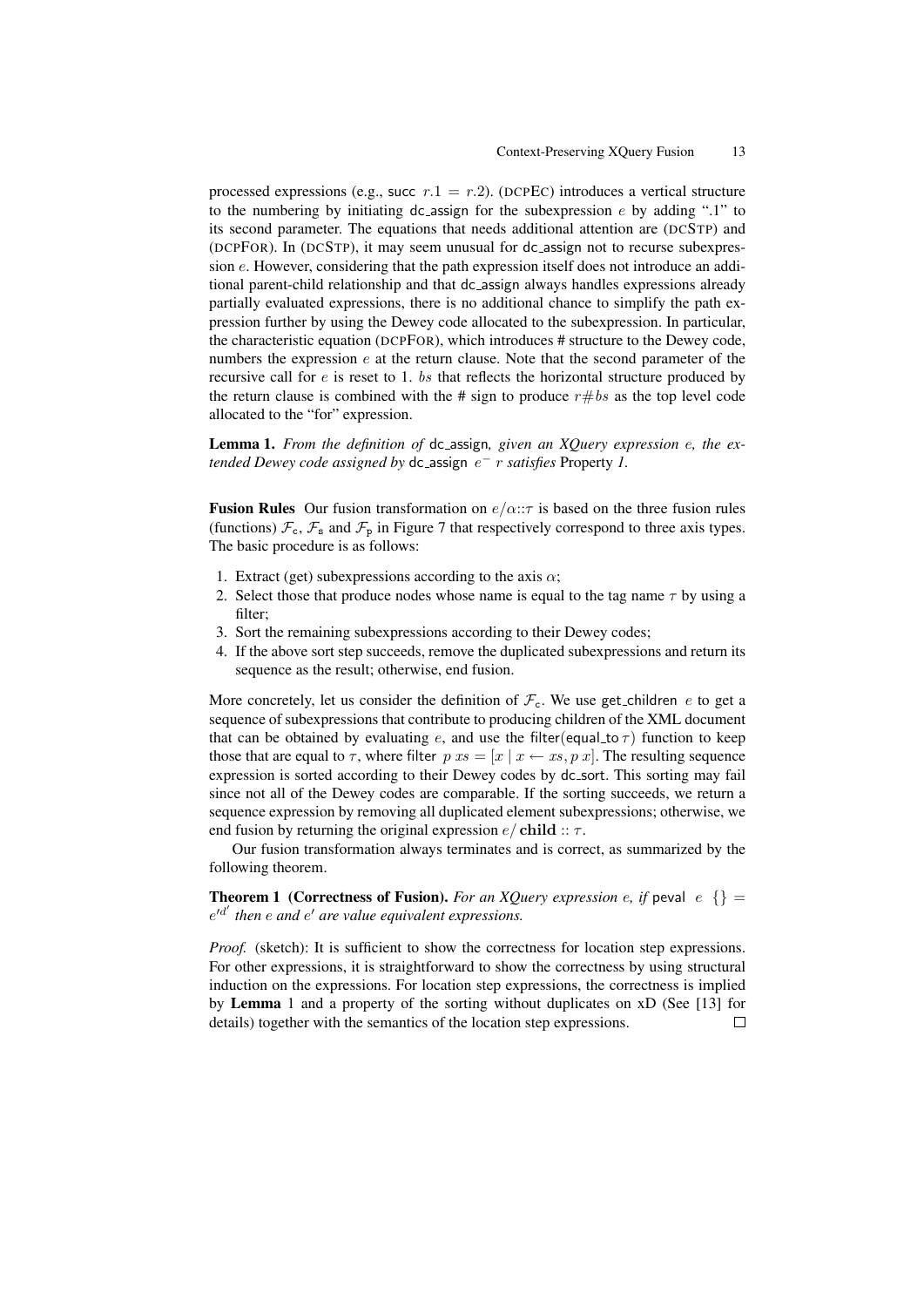processed expressions (e.g., succ $r.1 = r.2$). (DCPEC) introduces a vertical structure to the numbering by initiating dc_assign for the subexpression $e$ by adding ".1" to its second parameter. The equations that needs additional attention are (DCSTP) and (DCPFOR). In (DCSTP), it may seem unusual for dc_assign not to recurse subexpression $e$. However, considering that the path expression itself does not introduce an additional parent-child relationship and that dc_assign always handles expressions already partially evaluated expressions, there is no additional chance to simplify the path expression further by using the Dewey code allocated to the subexpression. In particular, the characteristic equation (DCPFOR), which introduces # structure to the Dewey code, numbers the expression $e$ at the return clause. Note that the second parameter of the recursive call for $e$ is reset to 1. $bs$ that reflects the horizontal structure produced by the return clause is combined with the # sign to produce $r\#bs$ as the top level code allocated to the "for" expression.

**Lemma 1.** *From the definition of* dc_assign*, given an XQuery expression $e$, the extended Dewey code assigned by* dc_assign $e^{-}$ $r$ *satisfies* Property *1.*

**Fusion Rules** Our fusion transformation on $e/\alpha{::}\tau$ is based on the three fusion rules (functions) $\mathcal{F}_{\mathsf{c}}$, $\mathcal{F}_{\mathsf{s}}$ and $\mathcal{F}_{\mathsf{p}}$ in Figure 7 that respectively correspond to three axis types. The basic procedure is as follows:

1. Extract (get) subexpressions according to the axis $\alpha$;
2. Select those that produce nodes whose name is equal to the tag name $\tau$ by using a filter;
3. Sort the remaining subexpressions according to their Dewey codes;
4. If the above sort step succeeds, remove the duplicated subexpressions and return its sequence as the result; otherwise, end fusion.

More concretely, let us consider the definition of $\mathcal{F}_{\mathsf{c}}$. We use get_children $e$ to get a sequence of subexpressions that contribute to producing children of the XML document that can be obtained by evaluating $e$, and use the filter(equal_to $\tau$) function to keep those that are equal to $\tau$, where filter $p\ xs = [x \mid x \leftarrow xs, p\ x]$. The resulting sequence expression is sorted according to their Dewey codes by dc_sort. This sorting may fail since not all of the Dewey codes are comparable. If the sorting succeeds, we return a sequence expression by removing all duplicated element subexpressions; otherwise, we end fusion by returning the original expression $e/\,\mathbf{child} :: \tau$.

Our fusion transformation always terminates and is correct, as summarized by the following theorem.

**Theorem 1 (Correctness of Fusion).** *For an XQuery expression $e$, if* peval $e$ $\{\} = e'^{d'}$ *then $e$ and $e'$ are value equivalent expressions.*

*Proof.* (sketch): It is sufficient to show the correctness for location step expressions. For other expressions, it is straightforward to show the correctness by using structural induction on the expressions. For location step expressions, the correctness is implied by **Lemma** 1 and a property of the sorting without duplicates on xD (See [13] for details) together with the semantics of the location step expressions. □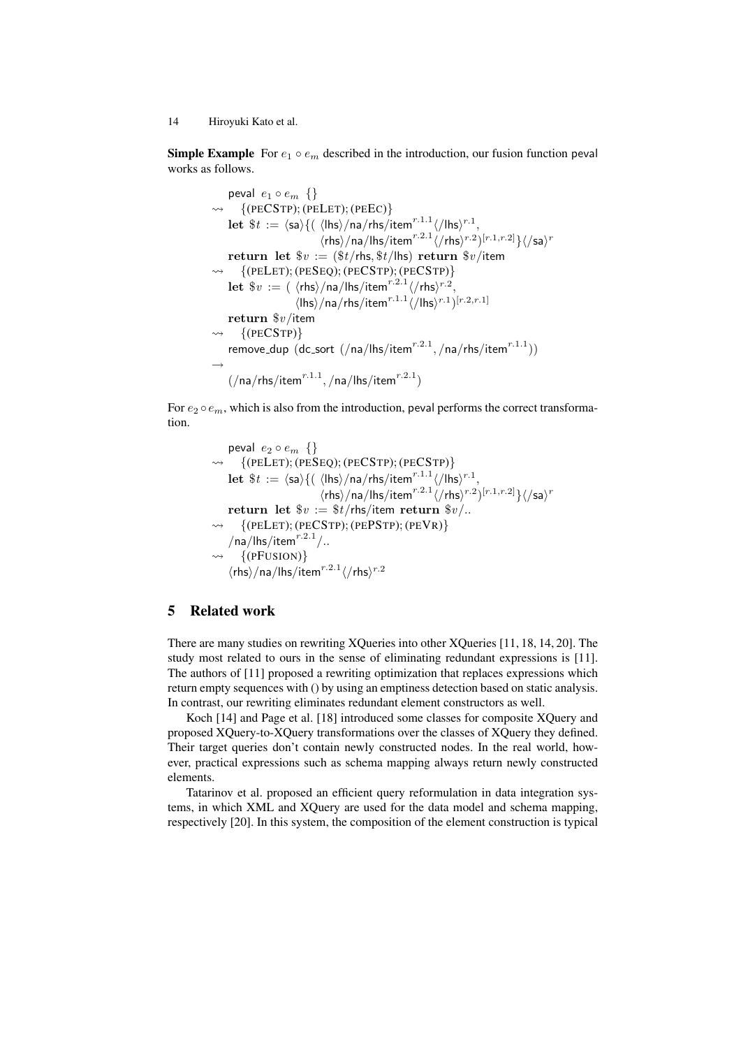**Simple Example** For $e_1 \circ e_m$ described in the introduction, our fusion function $\mathsf{peval}$ works as follows.

$$
\begin{array}{l}
\quad \mathsf{peval}\ \ e_1 \circ e_m\ \ \{\} \\
\rightsquigarrow \quad \{(\text{PECSTP}); (\text{PELET}); (\text{PEEC})\} \\
\quad \mathbf{let}\ \$t := \langle \mathsf{sa} \rangle \{ (\ \langle \mathsf{lhs} \rangle / \mathsf{na}/\mathsf{rhs}/\mathsf{item}^{r.1.1} \langle /\mathsf{lhs} \rangle^{r.1}, \\
\qquad\qquad\qquad\qquad \langle \mathsf{rhs} \rangle / \mathsf{na}/\mathsf{lhs}/\mathsf{item}^{r.2.1} \langle /\mathsf{rhs} \rangle^{r.2})^{[r.1,r.2]} \} \langle /\mathsf{sa} \rangle^{r} \\
\quad \mathbf{return}\ \mathbf{let}\ \$v := (\$t/\mathsf{rhs}, \$t/\mathsf{lhs})\ \mathbf{return}\ \$v/\mathsf{item} \\
\rightsquigarrow \quad \{(\text{PELET}); (\text{PESEQ}); (\text{PECSTP}); (\text{PECSTP})\} \\
\quad \mathbf{let}\ \$v := (\ \langle \mathsf{rhs} \rangle / \mathsf{na}/\mathsf{lhs}/\mathsf{item}^{r.2.1} \langle /\mathsf{rhs} \rangle^{r.2}, \\
\qquad\qquad\quad \langle \mathsf{lhs} \rangle / \mathsf{na}/\mathsf{rhs}/\mathsf{item}^{r.1.1} \langle /\mathsf{lhs} \rangle^{r.1})^{[r.2,r.1]} \\
\quad \mathbf{return}\ \$v/\mathsf{item} \\
\rightsquigarrow \quad \{(\text{PECSTP})\} \\
\quad \mathsf{remove\_dup}\ \ (\mathsf{dc\_sort}\ \ (/\mathsf{na}/\mathsf{lhs}/\mathsf{item}^{r.2.1}, /\mathsf{na}/\mathsf{rhs}/\mathsf{item}^{r.1.1})) \\
\rightarrow \\
\quad (/\mathsf{na}/\mathsf{rhs}/\mathsf{item}^{r.1.1}, /\mathsf{na}/\mathsf{lhs}/\mathsf{item}^{r.2.1})
\end{array}
$$

For $e_2 \circ e_m$, which is also from the introduction, $\mathsf{peval}$ performs the correct transformation.

$$
\begin{array}{l}
\quad \mathsf{peval}\ \ e_2 \circ e_m\ \ \{\} \\
\rightsquigarrow \quad \{(\text{PELET}); (\text{PESEQ}); (\text{PECSTP}); (\text{PECSTP})\} \\
\quad \mathbf{let}\ \$t := \langle \mathsf{sa} \rangle \{ (\ \langle \mathsf{lhs} \rangle / \mathsf{na}/\mathsf{rhs}/\mathsf{item}^{r.1.1} \langle /\mathsf{lhs} \rangle^{r.1}, \\
\qquad\qquad\qquad\qquad \langle \mathsf{rhs} \rangle / \mathsf{na}/\mathsf{lhs}/\mathsf{item}^{r.2.1} \langle /\mathsf{rhs} \rangle^{r.2})^{[r.1,r.2]} \} \langle /\mathsf{sa} \rangle^{r} \\
\quad \mathbf{return}\ \mathbf{let}\ \$v := \$t/\mathsf{rhs}/\mathsf{item}\ \mathbf{return}\ \$v/.. \\
\rightsquigarrow \quad \{(\text{PELET}); (\text{PECSTP}); (\text{PEPSTP}); (\text{PEVR})\} \\
\quad /\mathsf{na}/\mathsf{lhs}/\mathsf{item}^{r.2.1}/.. \\
\rightsquigarrow \quad \{(\text{PFUSION})\} \\
\quad \langle \mathsf{rhs} \rangle / \mathsf{na}/\mathsf{lhs}/\mathsf{item}^{r.2.1} \langle /\mathsf{rhs} \rangle^{r.2}
\end{array}
$$

## 5 Related work

There are many studies on rewriting XQueries into other XQueries [11, 18, 14, 20]. The study most related to ours in the sense of eliminating redundant expressions is [11]. The authors of [11] proposed a rewriting optimization that replaces expressions which return empty sequences with () by using an emptiness detection based on static analysis. In contrast, our rewriting eliminates redundant element constructors as well.

Koch [14] and Page et al. [18] introduced some classes for composite XQuery and proposed XQuery-to-XQuery transformations over the classes of XQuery they defined. Their target queries don't contain newly constructed nodes. In the real world, however, practical expressions such as schema mapping always return newly constructed elements.

Tatarinov et al. proposed an efficient query reformulation in data integration systems, in which XML and XQuery are used for the data model and schema mapping, respectively [20]. In this system, the composition of the element construction is typical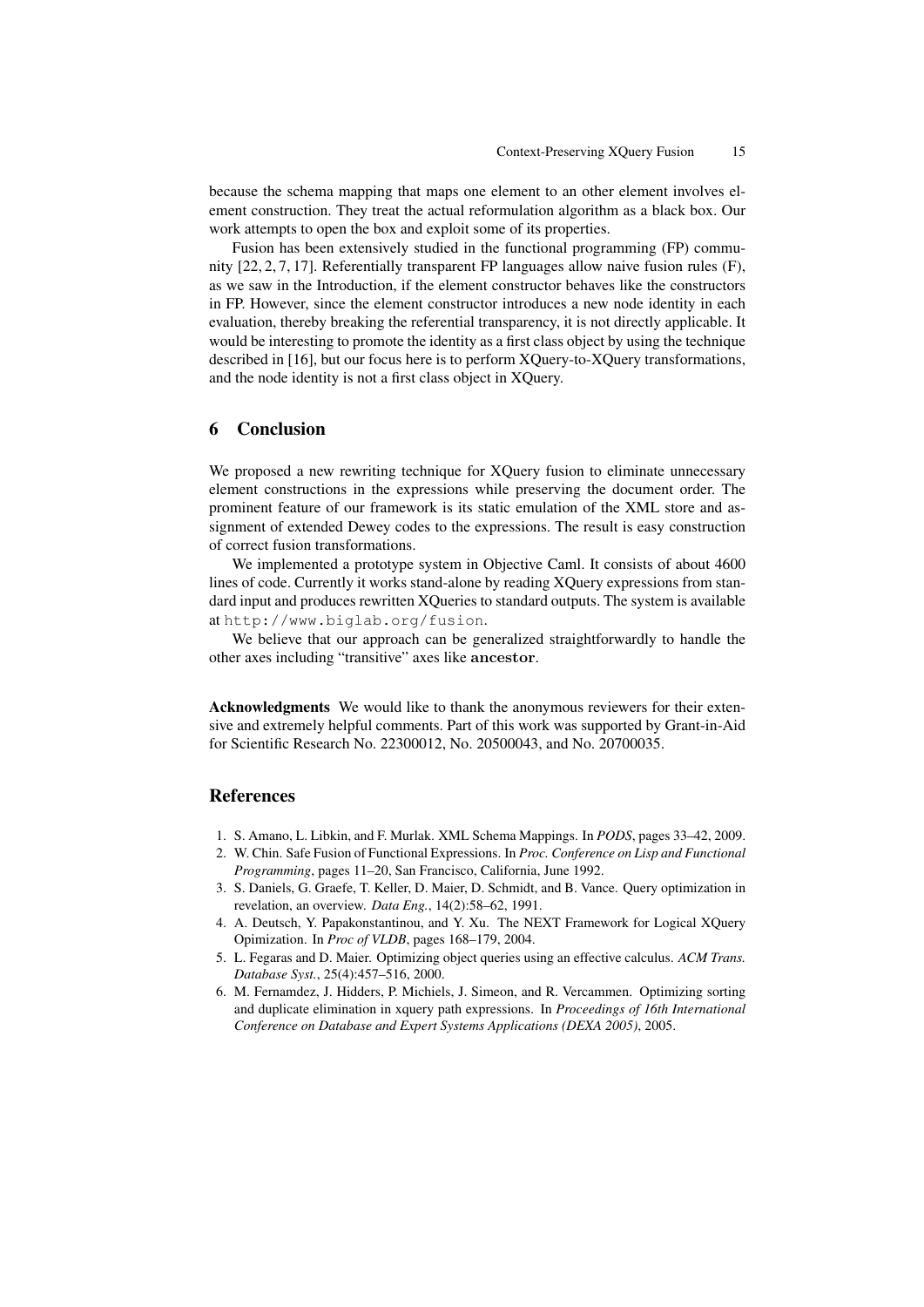because the schema mapping that maps one element to an other element involves element construction. They treat the actual reformulation algorithm as a black box. Our work attempts to open the box and exploit some of its properties.

Fusion has been extensively studied in the functional programming (FP) community [22, 2, 7, 17]. Referentially transparent FP languages allow naive fusion rules (F), as we saw in the Introduction, if the element constructor behaves like the constructors in FP. However, since the element constructor introduces a new node identity in each evaluation, thereby breaking the referential transparency, it is not directly applicable. It would be interesting to promote the identity as a first class object by using the technique described in [16], but our focus here is to perform XQuery-to-XQuery transformations, and the node identity is not a first class object in XQuery.

## 6 Conclusion

We proposed a new rewriting technique for XQuery fusion to eliminate unnecessary element constructions in the expressions while preserving the document order. The prominent feature of our framework is its static emulation of the XML store and assignment of extended Dewey codes to the expressions. The result is easy construction of correct fusion transformations.

We implemented a prototype system in Objective Caml. It consists of about 4600 lines of code. Currently it works stand-alone by reading XQuery expressions from standard input and produces rewritten XQueries to standard outputs. The system is available at `http://www.biglab.org/fusion`.

We believe that our approach can be generalized straightforwardly to handle the other axes including "transitive" axes like **ancestor**.

**Acknowledgments** We would like to thank the anonymous reviewers for their extensive and extremely helpful comments. Part of this work was supported by Grant-in-Aid for Scientific Research No. 22300012, No. 20500043, and No. 20700035.

## References

1. S. Amano, L. Libkin, and F. Murlak. XML Schema Mappings. In *PODS*, pages 33–42, 2009.
2. W. Chin. Safe Fusion of Functional Expressions. In *Proc. Conference on Lisp and Functional Programming*, pages 11–20, San Francisco, California, June 1992.
3. S. Daniels, G. Graefe, T. Keller, D. Maier, D. Schmidt, and B. Vance. Query optimization in revelation, an overview. *Data Eng.*, 14(2):58–62, 1991.
4. A. Deutsch, Y. Papakonstantinou, and Y. Xu. The NEXT Framework for Logical XQuery Opimization. In *Proc of VLDB*, pages 168–179, 2004.
5. L. Fegaras and D. Maier. Optimizing object queries using an effective calculus. *ACM Trans. Database Syst.*, 25(4):457–516, 2000.
6. M. Fernamdez, J. Hidders, P. Michiels, J. Simeon, and R. Vercammen. Optimizing sorting and duplicate elimination in xquery path expressions. In *Proceedings of 16th International Conference on Database and Expert Systems Applications (DEXA 2005)*, 2005.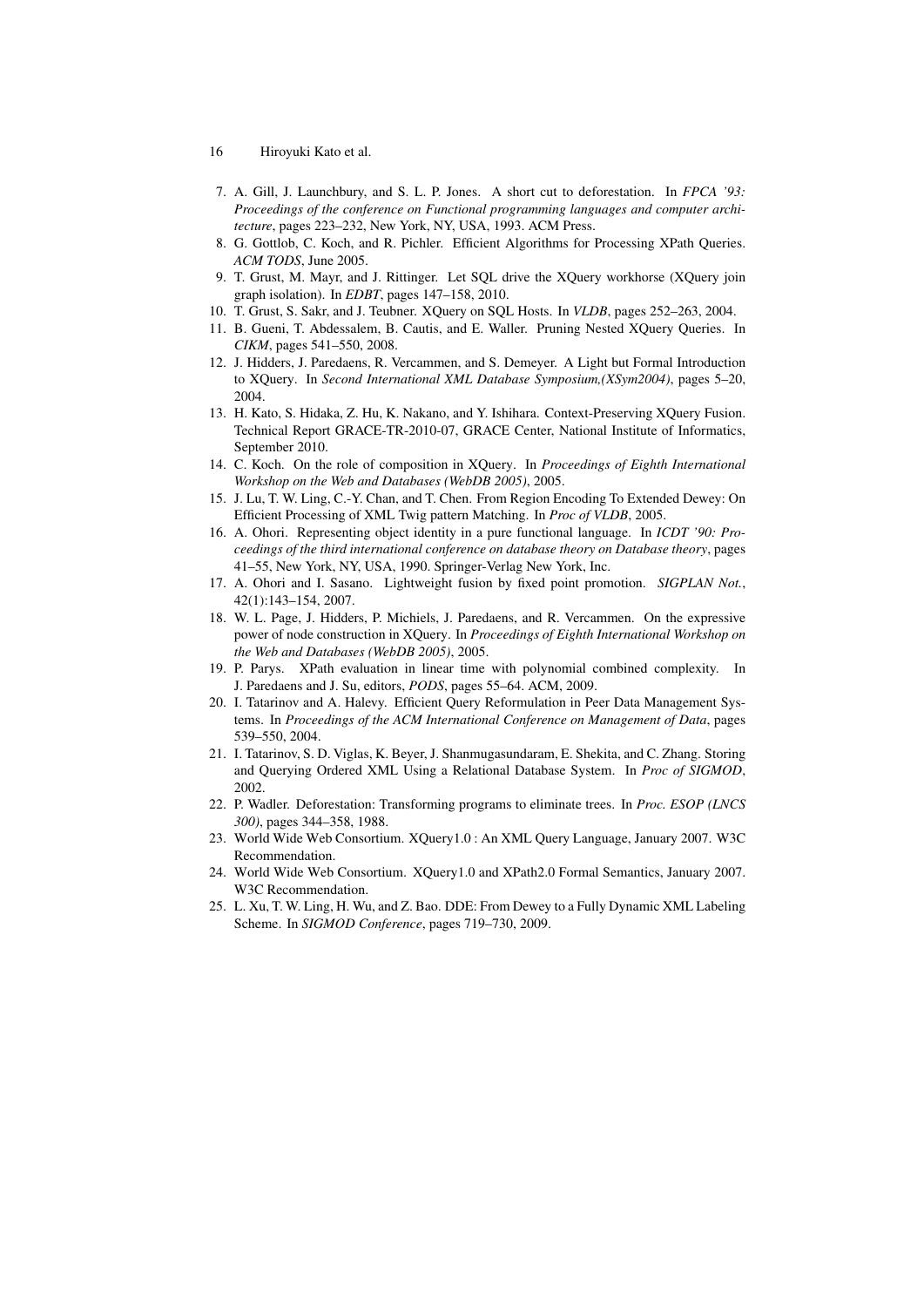7. A. Gill, J. Launchbury, and S. L. P. Jones. A short cut to deforestation. In *FPCA '93: Proceedings of the conference on Functional programming languages and computer architecture*, pages 223–232, New York, NY, USA, 1993. ACM Press.
8. G. Gottlob, C. Koch, and R. Pichler. Efficient Algorithms for Processing XPath Queries. *ACM TODS*, June 2005.
9. T. Grust, M. Mayr, and J. Rittinger. Let SQL drive the XQuery workhorse (XQuery join graph isolation). In *EDBT*, pages 147–158, 2010.
10. T. Grust, S. Sakr, and J. Teubner. XQuery on SQL Hosts. In *VLDB*, pages 252–263, 2004.
11. B. Gueni, T. Abdessalem, B. Cautis, and E. Waller. Pruning Nested XQuery Queries. In *CIKM*, pages 541–550, 2008.
12. J. Hidders, J. Paredaens, R. Vercammen, and S. Demeyer. A Light but Formal Introduction to XQuery. In *Second International XML Database Symposium,(XSym2004)*, pages 5–20, 2004.
13. H. Kato, S. Hidaka, Z. Hu, K. Nakano, and Y. Ishihara. Context-Preserving XQuery Fusion. Technical Report GRACE-TR-2010-07, GRACE Center, National Institute of Informatics, September 2010.
14. C. Koch. On the role of composition in XQuery. In *Proceedings of Eighth International Workshop on the Web and Databases (WebDB 2005)*, 2005.
15. J. Lu, T. W. Ling, C.-Y. Chan, and T. Chen. From Region Encoding To Extended Dewey: On Efficient Processing of XML Twig pattern Matching. In *Proc of VLDB*, 2005.
16. A. Ohori. Representing object identity in a pure functional language. In *ICDT '90: Proceedings of the third international conference on database theory on Database theory*, pages 41–55, New York, NY, USA, 1990. Springer-Verlag New York, Inc.
17. A. Ohori and I. Sasano. Lightweight fusion by fixed point promotion. *SIGPLAN Not.*, 42(1):143–154, 2007.
18. W. L. Page, J. Hidders, P. Michiels, J. Paredaens, and R. Vercammen. On the expressive power of node construction in XQuery. In *Proceedings of Eighth International Workshop on the Web and Databases (WebDB 2005)*, 2005.
19. P. Parys. XPath evaluation in linear time with polynomial combined complexity. In J. Paredaens and J. Su, editors, *PODS*, pages 55–64. ACM, 2009.
20. I. Tatarinov and A. Halevy. Efficient Query Reformulation in Peer Data Management Systems. In *Proceedings of the ACM International Conference on Management of Data*, pages 539–550, 2004.
21. I. Tatarinov, S. D. Viglas, K. Beyer, J. Shanmugasundaram, E. Shekita, and C. Zhang. Storing and Querying Ordered XML Using a Relational Database System. In *Proc of SIGMOD*, 2002.
22. P. Wadler. Deforestation: Transforming programs to eliminate trees. In *Proc. ESOP (LNCS 300)*, pages 344–358, 1988.
23. World Wide Web Consortium. XQuery1.0 : An XML Query Language, January 2007. W3C Recommendation.
24. World Wide Web Consortium. XQuery1.0 and XPath2.0 Formal Semantics, January 2007. W3C Recommendation.
25. L. Xu, T. W. Ling, H. Wu, and Z. Bao. DDE: From Dewey to a Fully Dynamic XML Labeling Scheme. In *SIGMOD Conference*, pages 719–730, 2009.